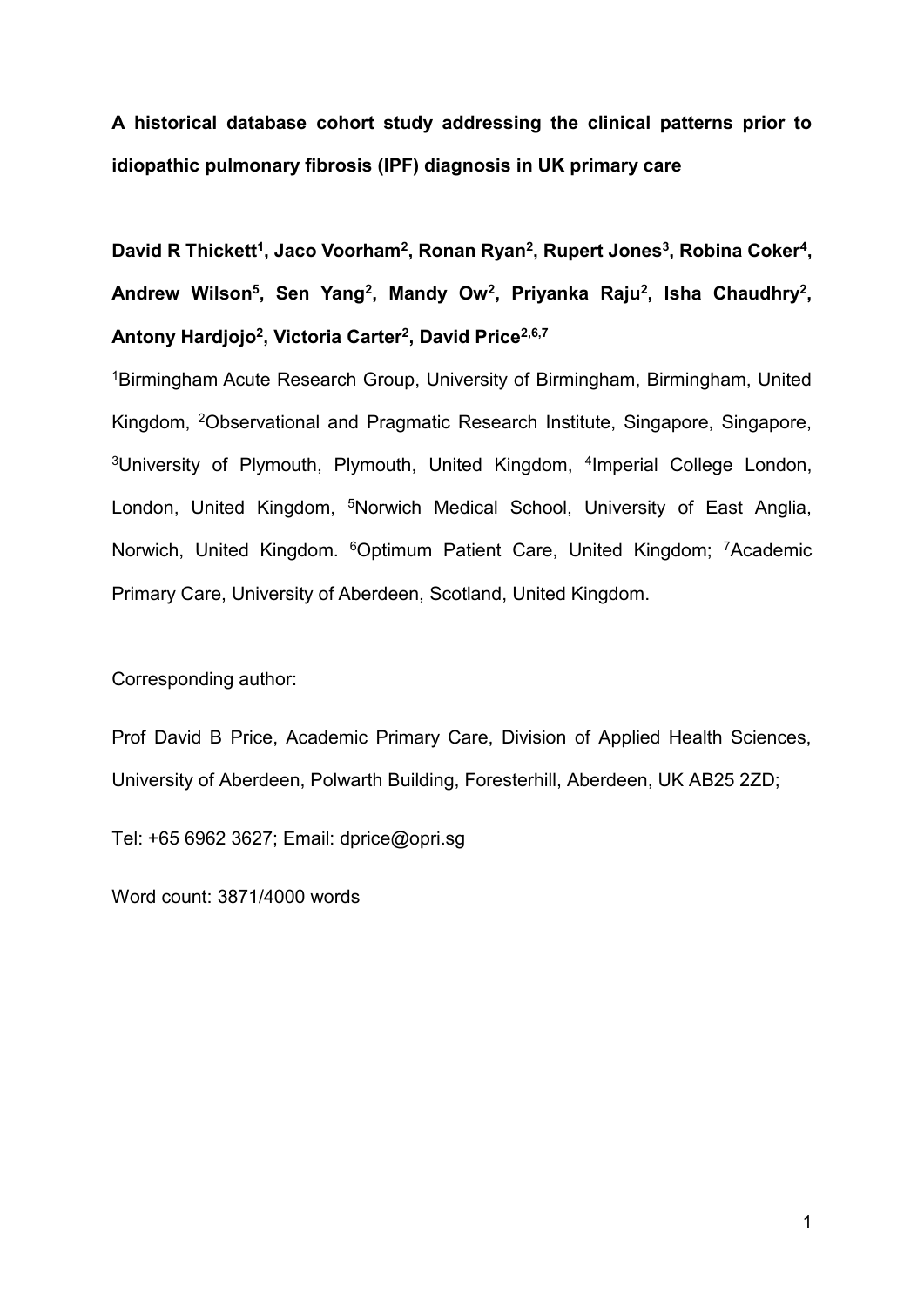# A historical database cohort study addressing the clinical patterns prior to idiopathic pulmonary fibrosis (IPF) diagnosis in UK primary care

**David R Thickett[1], Jaco Voorham[2], Ronan Ryan[2], Rupert Jones[3], Robina Coker[4], Andrew Wilson[5], Sen Yang[2], Mandy Ow[2], Priyanka Raju[2], Isha Chaudhry[2], Antony Hardjojo[2], Victoria Carter[2], David Price[2,6,7]**

[1]Birmingham Acute Research Group, University of Birmingham, Birmingham, United Kingdom, [2]Observational and Pragmatic Research Institute, Singapore, Singapore, [3]University of Plymouth, Plymouth, United Kingdom, [4]Imperial College London, London, United Kingdom, [5]Norwich Medical School, University of East Anglia, Norwich, United Kingdom. [6]Optimum Patient Care, United Kingdom; [7]Academic Primary Care, University of Aberdeen, Scotland, United Kingdom.

Corresponding author:

Prof David B Price, Academic Primary Care, Division of Applied Health Sciences, University of Aberdeen, Polwarth Building, Foresterhill, Aberdeen, UK AB25 2ZD;

Tel: +65 6962 3627; Email: dprice@opri.sg

Word count: 3871/4000 words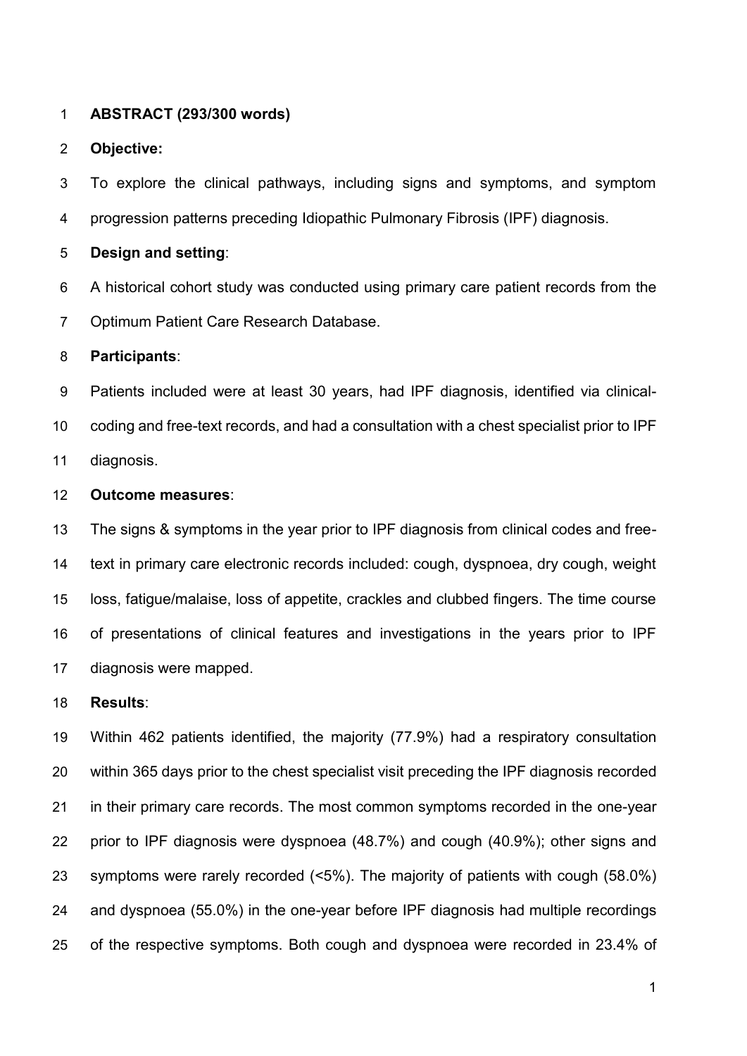**ABSTRACT (293/300 words)**

**Objective:**

To explore the clinical pathways, including signs and symptoms, and symptom progression patterns preceding Idiopathic Pulmonary Fibrosis (IPF) diagnosis.

**Design and setting**:

A historical cohort study was conducted using primary care patient records from the Optimum Patient Care Research Database.

**Participants**:

Patients included were at least 30 years, had IPF diagnosis, identified via clinical-coding and free-text records, and had a consultation with a chest specialist prior to IPF diagnosis.

**Outcome measures**:

The signs & symptoms in the year prior to IPF diagnosis from clinical codes and free-text in primary care electronic records included: cough, dyspnoea, dry cough, weight loss, fatigue/malaise, loss of appetite, crackles and clubbed fingers. The time course of presentations of clinical features and investigations in the years prior to IPF diagnosis were mapped.

**Results**:

Within 462 patients identified, the majority (77.9%) had a respiratory consultation within 365 days prior to the chest specialist visit preceding the IPF diagnosis recorded in their primary care records. The most common symptoms recorded in the one-year prior to IPF diagnosis were dyspnoea (48.7%) and cough (40.9%); other signs and symptoms were rarely recorded (<5%). The majority of patients with cough (58.0%) and dyspnoea (55.0%) in the one-year before IPF diagnosis had multiple recordings of the respective symptoms. Both cough and dyspnoea were recorded in 23.4% of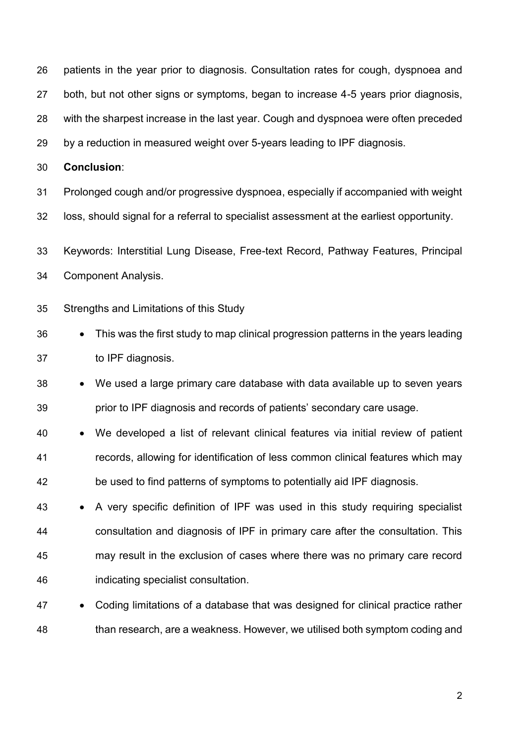patients in the year prior to diagnosis. Consultation rates for cough, dyspnoea and both, but not other signs or symptoms, began to increase 4-5 years prior diagnosis, with the sharpest increase in the last year. Cough and dyspnoea were often preceded by a reduction in measured weight over 5-years leading to IPF diagnosis.

**Conclusion**:

Prolonged cough and/or progressive dyspnoea, especially if accompanied with weight loss, should signal for a referral to specialist assessment at the earliest opportunity.

Keywords: Interstitial Lung Disease, Free-text Record, Pathway Features, Principal Component Analysis.

Strengths and Limitations of this Study

- This was the first study to map clinical progression patterns in the years leading to IPF diagnosis.
- We used a large primary care database with data available up to seven years prior to IPF diagnosis and records of patients' secondary care usage.
- We developed a list of relevant clinical features via initial review of patient records, allowing for identification of less common clinical features which may be used to find patterns of symptoms to potentially aid IPF diagnosis.
- A very specific definition of IPF was used in this study requiring specialist consultation and diagnosis of IPF in primary care after the consultation. This may result in the exclusion of cases where there was no primary care record indicating specialist consultation.
- Coding limitations of a database that was designed for clinical practice rather than research, are a weakness. However, we utilised both symptom coding and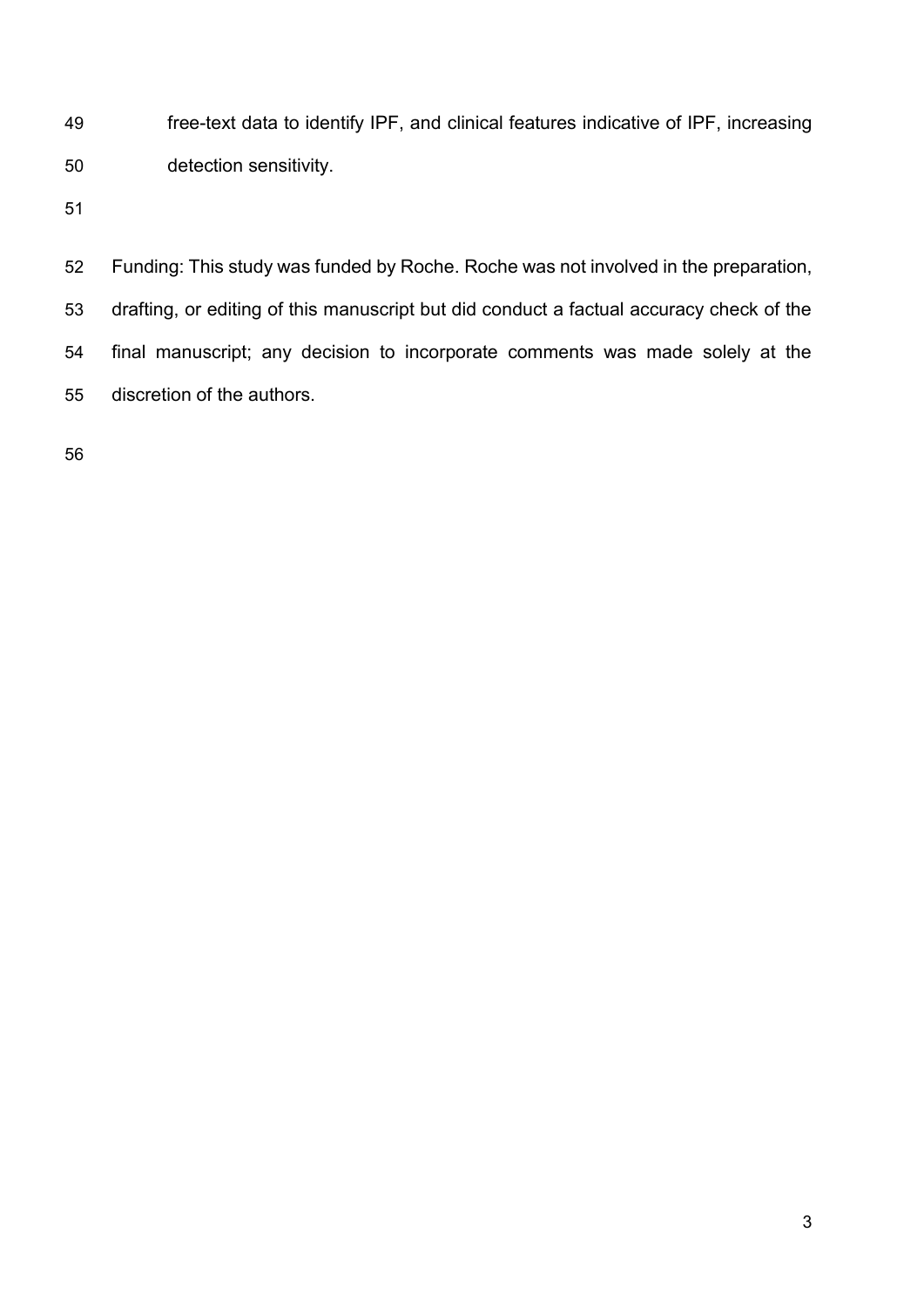free-text data to identify IPF, and clinical features indicative of IPF, increasing detection sensitivity.

Funding: This study was funded by Roche. Roche was not involved in the preparation, drafting, or editing of this manuscript but did conduct a factual accuracy check of the final manuscript; any decision to incorporate comments was made solely at the discretion of the authors.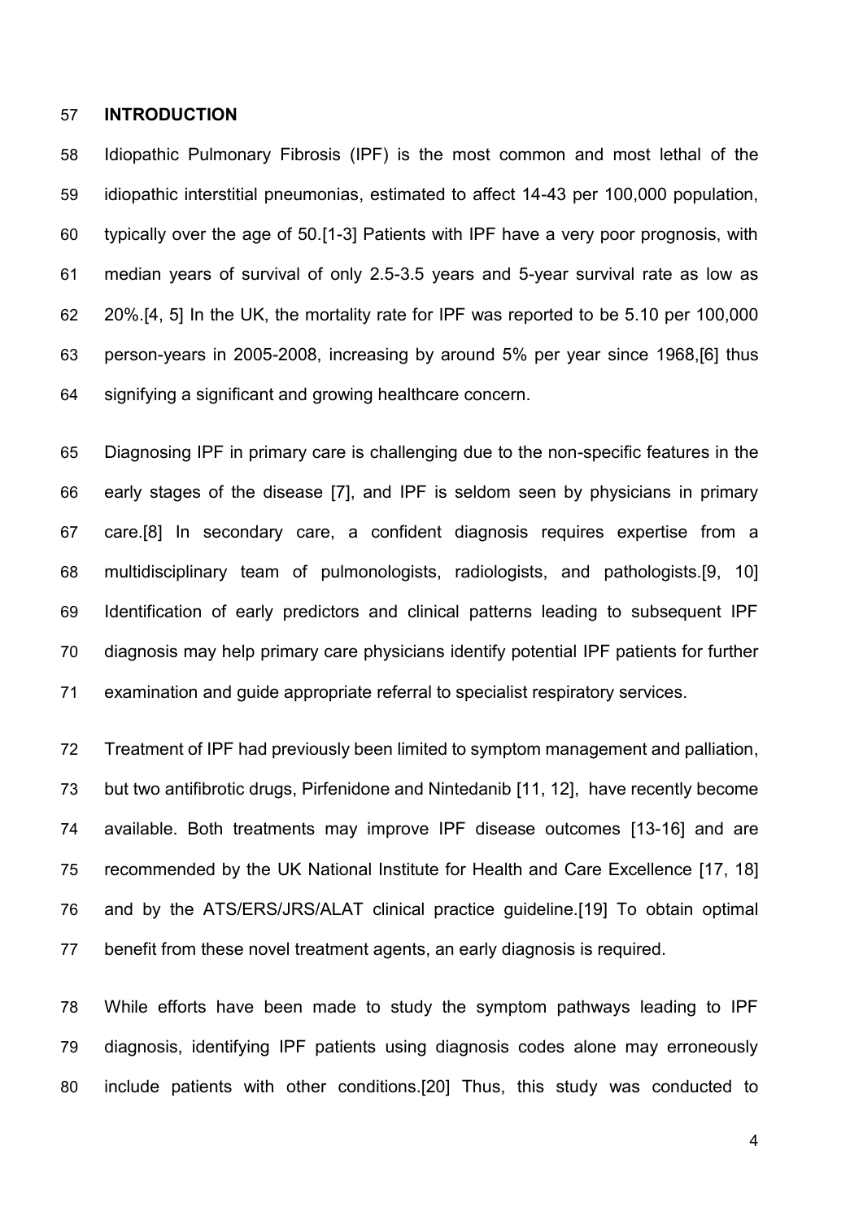## INTRODUCTION

Idiopathic Pulmonary Fibrosis (IPF) is the most common and most lethal of the idiopathic interstitial pneumonias, estimated to affect 14-43 per 100,000 population, typically over the age of 50.[1-3] Patients with IPF have a very poor prognosis, with median years of survival of only 2.5-3.5 years and 5-year survival rate as low as 20%.[4, 5] In the UK, the mortality rate for IPF was reported to be 5.10 per 100,000 person-years in 2005-2008, increasing by around 5% per year since 1968,[6] thus signifying a significant and growing healthcare concern.

Diagnosing IPF in primary care is challenging due to the non-specific features in the early stages of the disease [7], and IPF is seldom seen by physicians in primary care.[8] In secondary care, a confident diagnosis requires expertise from a multidisciplinary team of pulmonologists, radiologists, and pathologists.[9, 10] Identification of early predictors and clinical patterns leading to subsequent IPF diagnosis may help primary care physicians identify potential IPF patients for further examination and guide appropriate referral to specialist respiratory services.

Treatment of IPF had previously been limited to symptom management and palliation, but two antifibrotic drugs, Pirfenidone and Nintedanib [11, 12], have recently become available. Both treatments may improve IPF disease outcomes [13-16] and are recommended by the UK National Institute for Health and Care Excellence [17, 18] and by the ATS/ERS/JRS/ALAT clinical practice guideline.[19] To obtain optimal benefit from these novel treatment agents, an early diagnosis is required.

While efforts have been made to study the symptom pathways leading to IPF diagnosis, identifying IPF patients using diagnosis codes alone may erroneously include patients with other conditions.[20] Thus, this study was conducted to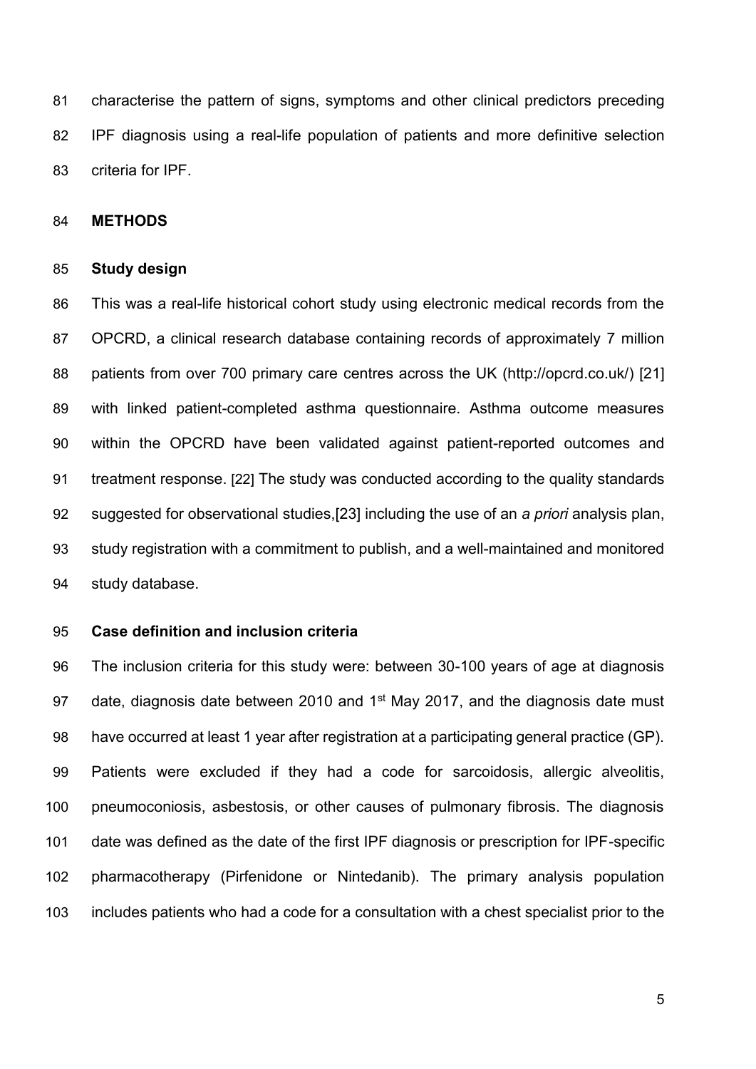characterise the pattern of signs, symptoms and other clinical predictors preceding IPF diagnosis using a real-life population of patients and more definitive selection criteria for IPF.

## METHODS

### Study design

This was a real-life historical cohort study using electronic medical records from the OPCRD, a clinical research database containing records of approximately 7 million patients from over 700 primary care centres across the UK (http://opcrd.co.uk/) [21] with linked patient-completed asthma questionnaire. Asthma outcome measures within the OPCRD have been validated against patient-reported outcomes and treatment response. [22] The study was conducted according to the quality standards suggested for observational studies,[23] including the use of an *a priori* analysis plan, study registration with a commitment to publish, and a well-maintained and monitored study database.

### Case definition and inclusion criteria

The inclusion criteria for this study were: between 30-100 years of age at diagnosis date, diagnosis date between 2010 and 1st May 2017, and the diagnosis date must have occurred at least 1 year after registration at a participating general practice (GP). Patients were excluded if they had a code for sarcoidosis, allergic alveolitis, pneumoconiosis, asbestosis, or other causes of pulmonary fibrosis. The diagnosis date was defined as the date of the first IPF diagnosis or prescription for IPF-specific pharmacotherapy (Pirfenidone or Nintedanib). The primary analysis population includes patients who had a code for a consultation with a chest specialist prior to the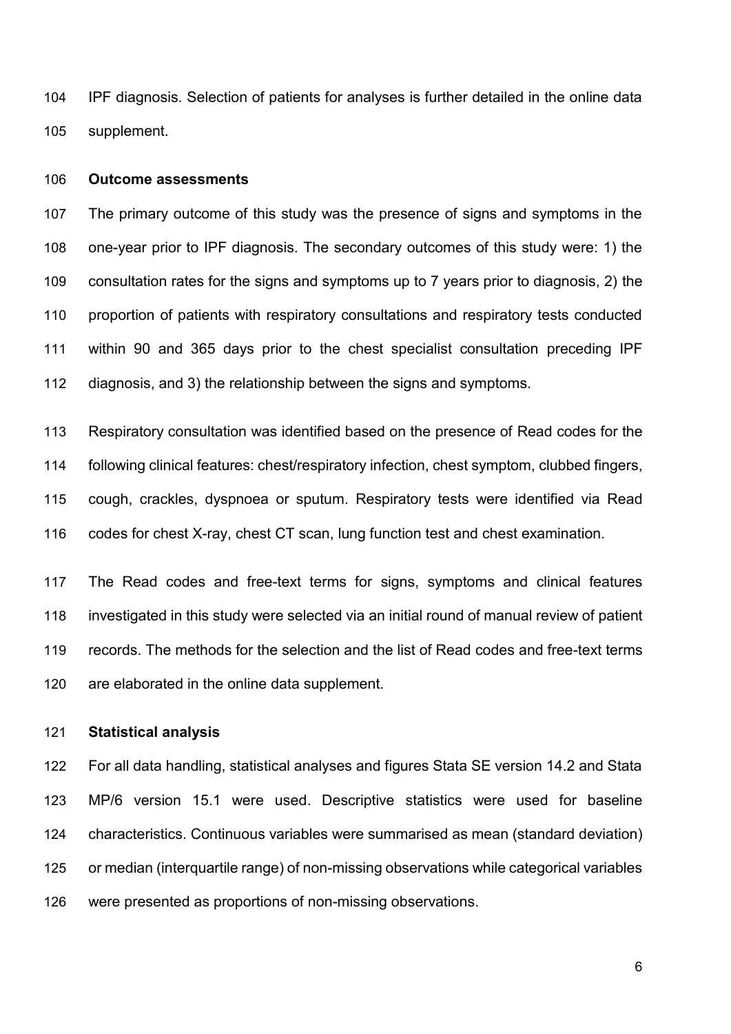IPF diagnosis. Selection of patients for analyses is further detailed in the online data supplement.

## Outcome assessments

The primary outcome of this study was the presence of signs and symptoms in the one-year prior to IPF diagnosis. The secondary outcomes of this study were: 1) the consultation rates for the signs and symptoms up to 7 years prior to diagnosis, 2) the proportion of patients with respiratory consultations and respiratory tests conducted within 90 and 365 days prior to the chest specialist consultation preceding IPF diagnosis, and 3) the relationship between the signs and symptoms.

Respiratory consultation was identified based on the presence of Read codes for the following clinical features: chest/respiratory infection, chest symptom, clubbed fingers, cough, crackles, dyspnoea or sputum. Respiratory tests were identified via Read codes for chest X-ray, chest CT scan, lung function test and chest examination.

The Read codes and free-text terms for signs, symptoms and clinical features investigated in this study were selected via an initial round of manual review of patient records. The methods for the selection and the list of Read codes and free-text terms are elaborated in the online data supplement.

## Statistical analysis

For all data handling, statistical analyses and figures Stata SE version 14.2 and Stata MP/6 version 15.1 were used. Descriptive statistics were used for baseline characteristics. Continuous variables were summarised as mean (standard deviation) or median (interquartile range) of non-missing observations while categorical variables were presented as proportions of non-missing observations.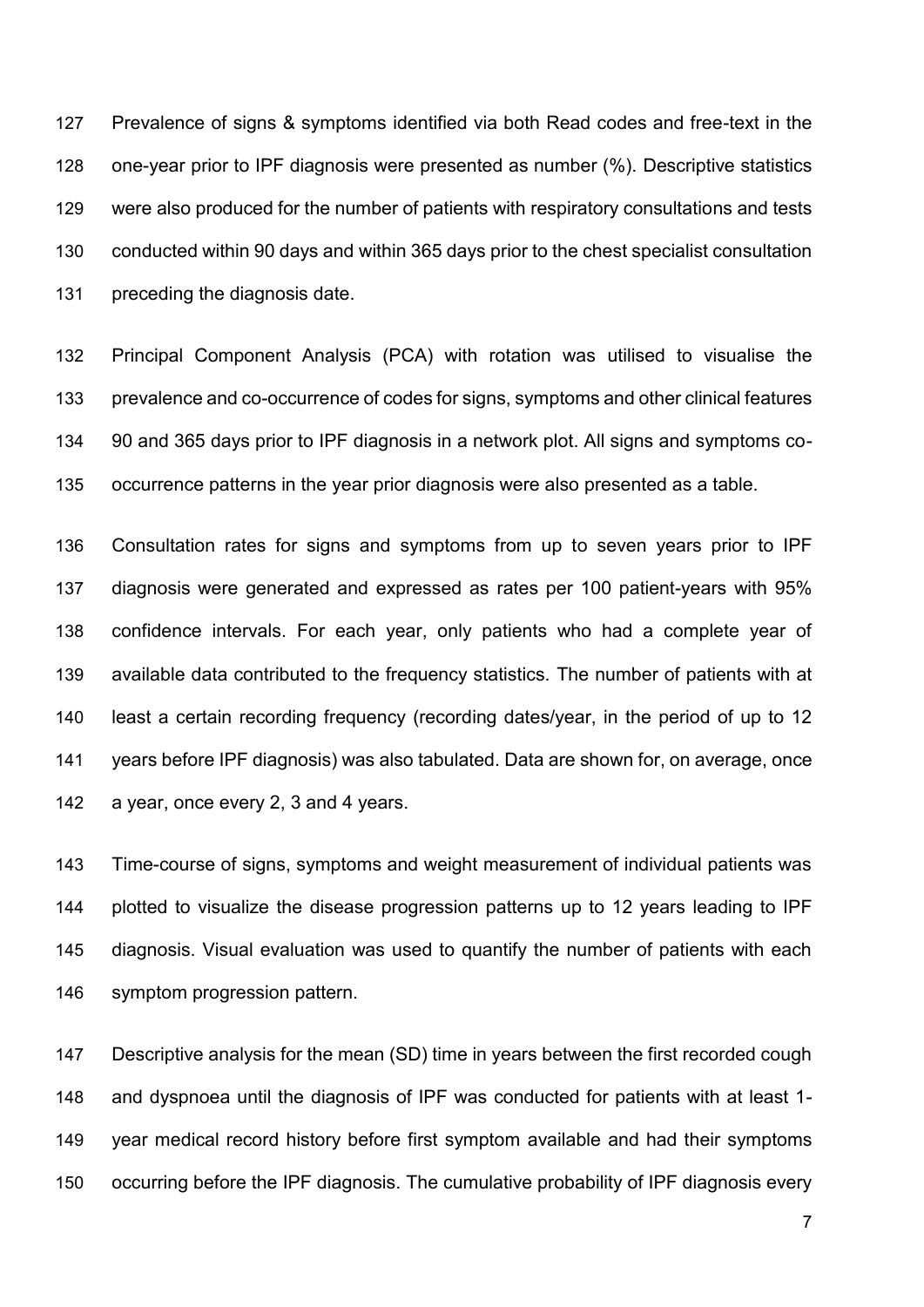Prevalence of signs & symptoms identified via both Read codes and free-text in the one-year prior to IPF diagnosis were presented as number (%). Descriptive statistics were also produced for the number of patients with respiratory consultations and tests conducted within 90 days and within 365 days prior to the chest specialist consultation preceding the diagnosis date.

Principal Component Analysis (PCA) with rotation was utilised to visualise the prevalence and co-occurrence of codes for signs, symptoms and other clinical features 90 and 365 days prior to IPF diagnosis in a network plot. All signs and symptoms co-occurrence patterns in the year prior diagnosis were also presented as a table.

Consultation rates for signs and symptoms from up to seven years prior to IPF diagnosis were generated and expressed as rates per 100 patient-years with 95% confidence intervals. For each year, only patients who had a complete year of available data contributed to the frequency statistics. The number of patients with at least a certain recording frequency (recording dates/year, in the period of up to 12 years before IPF diagnosis) was also tabulated. Data are shown for, on average, once a year, once every 2, 3 and 4 years.

Time-course of signs, symptoms and weight measurement of individual patients was plotted to visualize the disease progression patterns up to 12 years leading to IPF diagnosis. Visual evaluation was used to quantify the number of patients with each symptom progression pattern.

Descriptive analysis for the mean (SD) time in years between the first recorded cough and dyspnoea until the diagnosis of IPF was conducted for patients with at least 1-year medical record history before first symptom available and had their symptoms occurring before the IPF diagnosis. The cumulative probability of IPF diagnosis every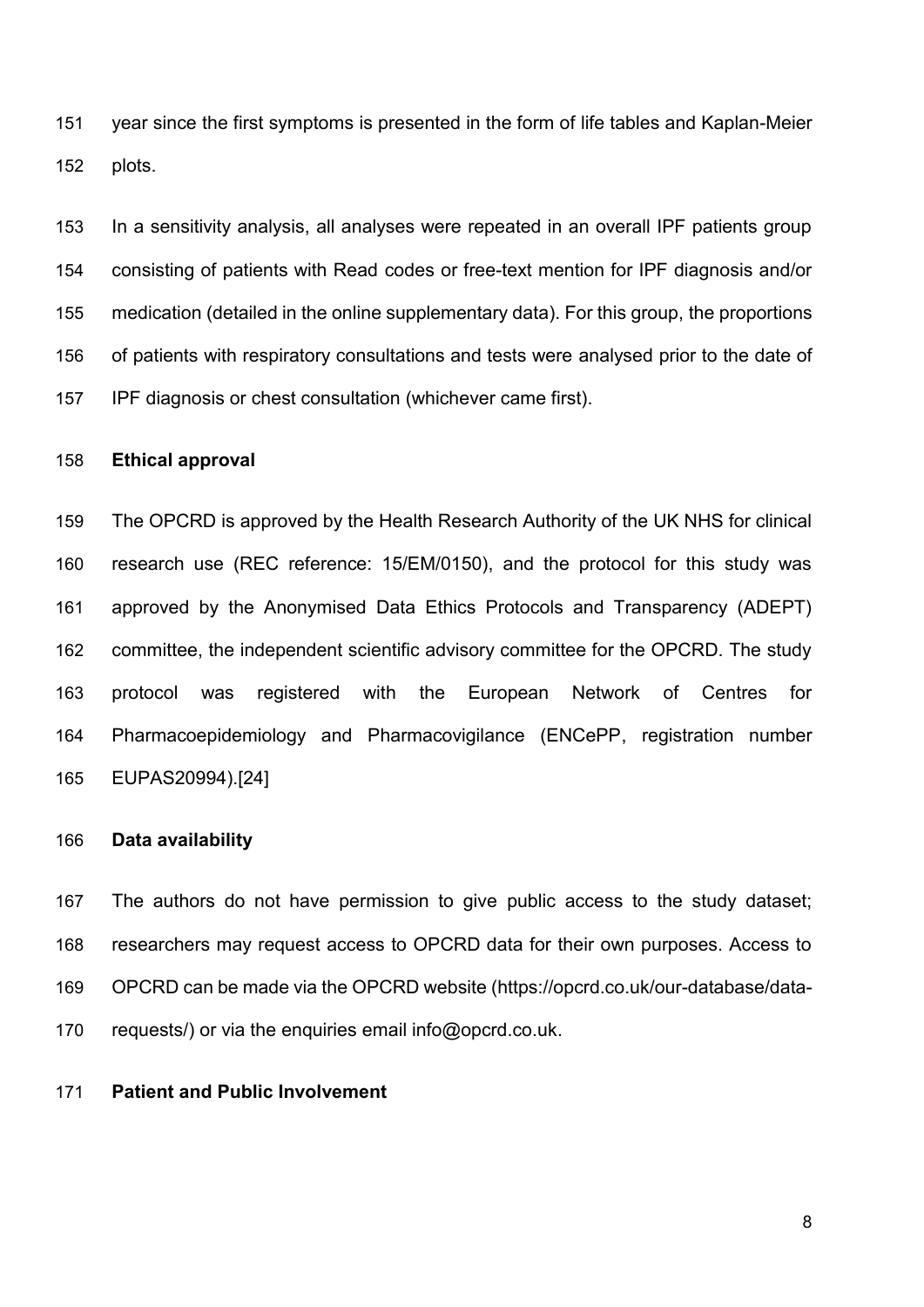year since the first symptoms is presented in the form of life tables and Kaplan-Meier plots.

In a sensitivity analysis, all analyses were repeated in an overall IPF patients group consisting of patients with Read codes or free-text mention for IPF diagnosis and/or medication (detailed in the online supplementary data). For this group, the proportions of patients with respiratory consultations and tests were analysed prior to the date of IPF diagnosis or chest consultation (whichever came first).

**Ethical approval**

The OPCRD is approved by the Health Research Authority of the UK NHS for clinical research use (REC reference: 15/EM/0150), and the protocol for this study was approved by the Anonymised Data Ethics Protocols and Transparency (ADEPT) committee, the independent scientific advisory committee for the OPCRD. The study protocol was registered with the European Network of Centres for Pharmacoepidemiology and Pharmacovigilance (ENCePP, registration number EUPAS20994).[24]

**Data availability**

The authors do not have permission to give public access to the study dataset; researchers may request access to OPCRD data for their own purposes. Access to OPCRD can be made via the OPCRD website (https://opcrd.co.uk/our-database/data-requests/) or via the enquiries email info@opcrd.co.uk.

**Patient and Public Involvement**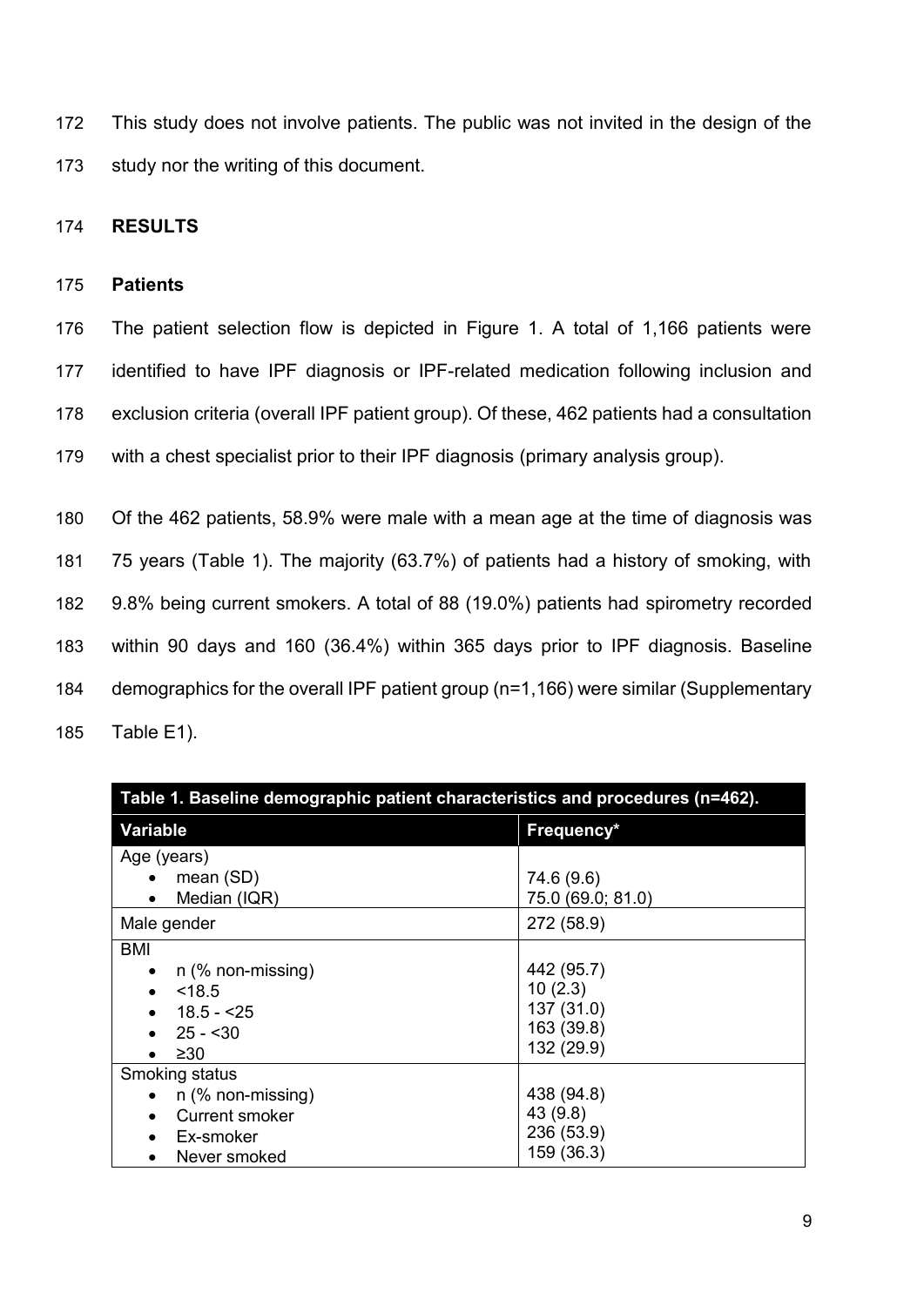This study does not involve patients. The public was not invited in the design of the study nor the writing of this document.

## RESULTS

### Patients

The patient selection flow is depicted in Figure 1. A total of 1,166 patients were identified to have IPF diagnosis or IPF-related medication following inclusion and exclusion criteria (overall IPF patient group). Of these, 462 patients had a consultation with a chest specialist prior to their IPF diagnosis (primary analysis group).

Of the 462 patients, 58.9% were male with a mean age at the time of diagnosis was 75 years (Table 1). The majority (63.7%) of patients had a history of smoking, with 9.8% being current smokers. A total of 88 (19.0%) patients had spirometry recorded within 90 days and 160 (36.4%) within 365 days prior to IPF diagnosis. Baseline demographics for the overall IPF patient group (n=1,166) were similar (Supplementary Table E1).

**Table 1. Baseline demographic patient characteristics and procedures (n=462).**

| Variable | Frequency* |
|---|---|
| Age (years) | |
| • mean (SD) | 74.6 (9.6) |
| • Median (IQR) | 75.0 (69.0; 81.0) |
| Male gender | 272 (58.9) |
| BMI | |
| • n (% non-missing) | 442 (95.7) |
| • <18.5 | 10 (2.3) |
| • 18.5 - <25 | 137 (31.0) |
| • 25 - <30 | 163 (39.8) |
| • ≥30 | 132 (29.9) |
| Smoking status | |
| • n (% non-missing) | 438 (94.8) |
| • Current smoker | 43 (9.8) |
| • Ex-smoker | 236 (53.9) |
| • Never smoked | 159 (36.3) |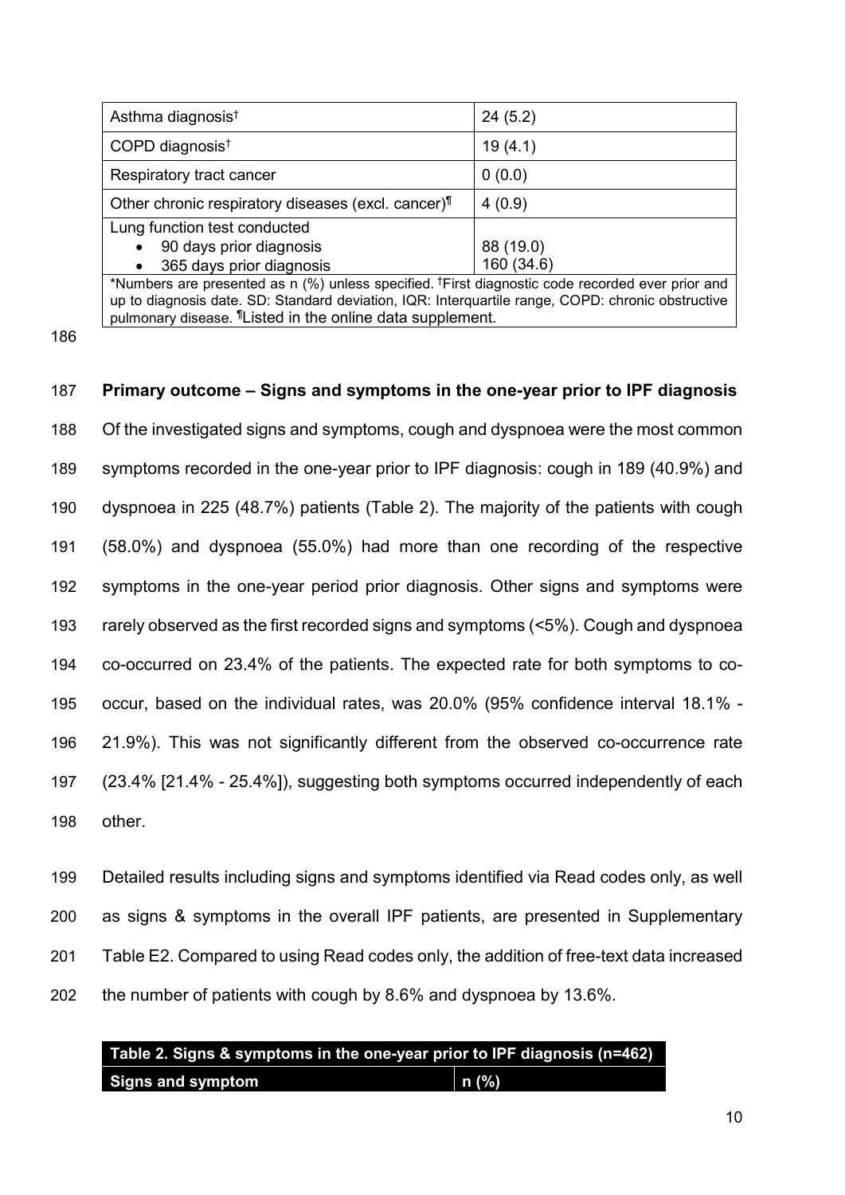| | |
|---|---|
| Asthma diagnosis[†] | 24 (5.2) |
| COPD diagnosis[†] | 19 (4.1) |
| Respiratory tract cancer | 0 (0.0) |
| Other chronic respiratory diseases (excl. cancer)[¶] | 4 (0.9) |
| Lung function test conducted<br>• 90 days prior diagnosis<br>• 365 days prior diagnosis | <br>88 (19.0)<br>160 (34.6) |

*Numbers are presented as n (%) unless specified. [†]First diagnostic code recorded ever prior and up to diagnosis date. SD: Standard deviation, IQR: Interquartile range, COPD: chronic obstructive pulmonary disease. [¶]Listed in the online data supplement.

## Primary outcome – Signs and symptoms in the one-year prior to IPF diagnosis

Of the investigated signs and symptoms, cough and dyspnoea were the most common symptoms recorded in the one-year prior to IPF diagnosis: cough in 189 (40.9%) and dyspnoea in 225 (48.7%) patients (Table 2). The majority of the patients with cough (58.0%) and dyspnoea (55.0%) had more than one recording of the respective symptoms in the one-year period prior diagnosis. Other signs and symptoms were rarely observed as the first recorded signs and symptoms (<5%). Cough and dyspnoea co-occurred on 23.4% of the patients. The expected rate for both symptoms to co-occur, based on the individual rates, was 20.0% (95% confidence interval 18.1% - 21.9%). This was not significantly different from the observed co-occurrence rate (23.4% [21.4% - 25.4%]), suggesting both symptoms occurred independently of each other.

Detailed results including signs and symptoms identified via Read codes only, as well as signs & symptoms in the overall IPF patients, are presented in Supplementary Table E2. Compared to using Read codes only, the addition of free-text data increased the number of patients with cough by 8.6% and dyspnoea by 13.6%.

**Table 2. Signs & symptoms in the one-year prior to IPF diagnosis (n=462)**

| Signs and symptom | n (%) |
|---|---|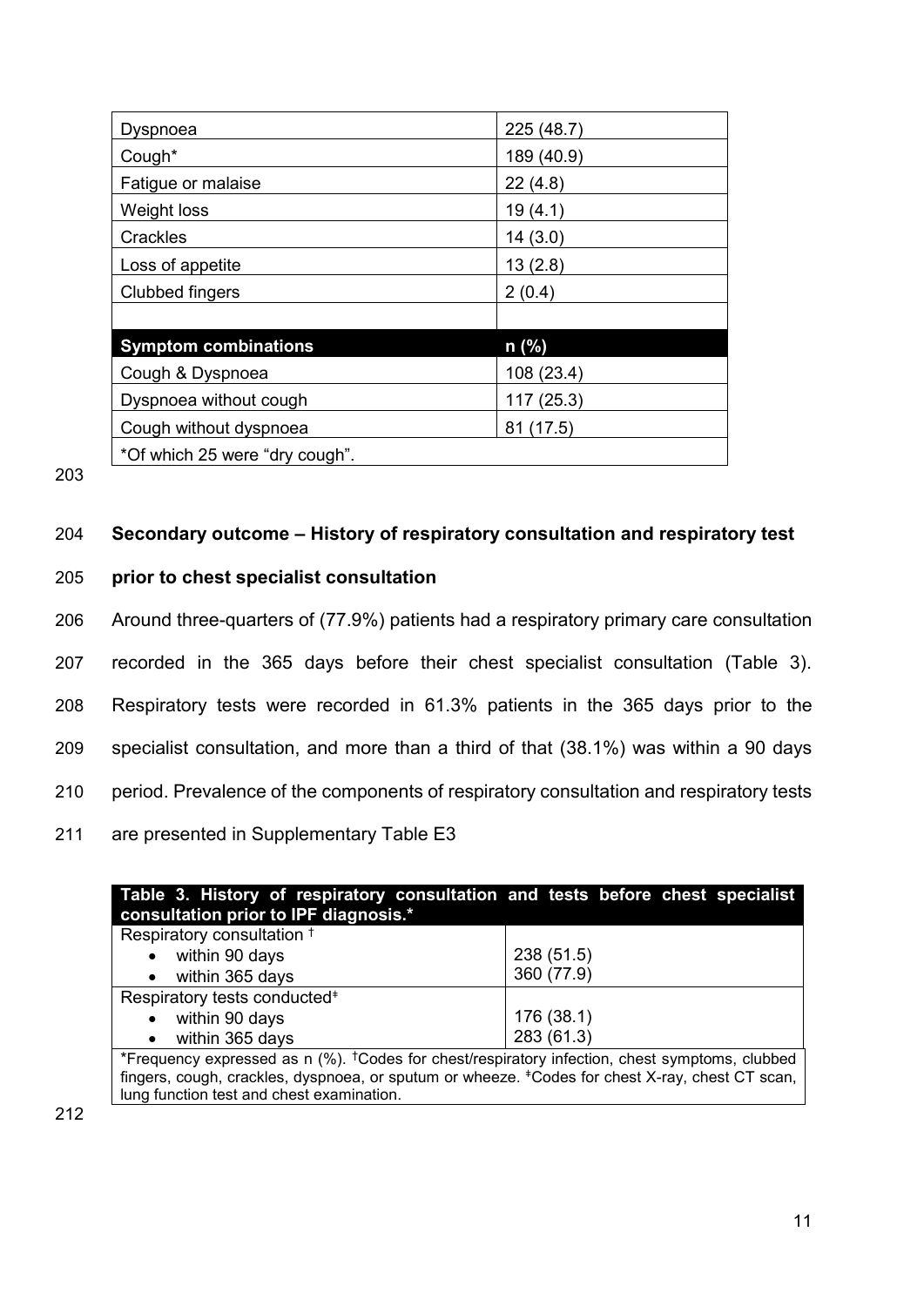| Dyspnoea | 225 (48.7) |
|---|---|
| Cough* | 189 (40.9) |
| Fatigue or malaise | 22 (4.8) |
| Weight loss | 19 (4.1) |
| Crackles | 14 (3.0) |
| Loss of appetite | 13 (2.8) |
| Clubbed fingers | 2 (0.4) |
| | |
| **Symptom combinations** | **n (%)** |
| Cough & Dyspnoea | 108 (23.4) |
| Dyspnoea without cough | 117 (25.3) |
| Cough without dyspnoea | 81 (17.5) |
| *Of which 25 were "dry cough". | |

**Secondary outcome – History of respiratory consultation and respiratory test prior to chest specialist consultation**

Around three-quarters of (77.9%) patients had a respiratory primary care consultation recorded in the 365 days before their chest specialist consultation (Table 3). Respiratory tests were recorded in 61.3% patients in the 365 days prior to the specialist consultation, and more than a third of that (38.1%) was within a 90 days period. Prevalence of the components of respiratory consultation and respiratory tests are presented in Supplementary Table E3

**Table 3. History of respiratory consultation and tests before chest specialist consultation prior to IPF diagnosis.***

| | |
|---|---|
| Respiratory consultation † | |
| • within 90 days | 238 (51.5) |
| • within 365 days | 360 (77.9) |
| Respiratory tests conducted‡ | |
| • within 90 days | 176 (38.1) |
| • within 365 days | 283 (61.3) |

*Frequency expressed as n (%). †Codes for chest/respiratory infection, chest symptoms, clubbed fingers, cough, crackles, dyspnoea, or sputum or wheeze. ‡Codes for chest X-ray, chest CT scan, lung function test and chest examination.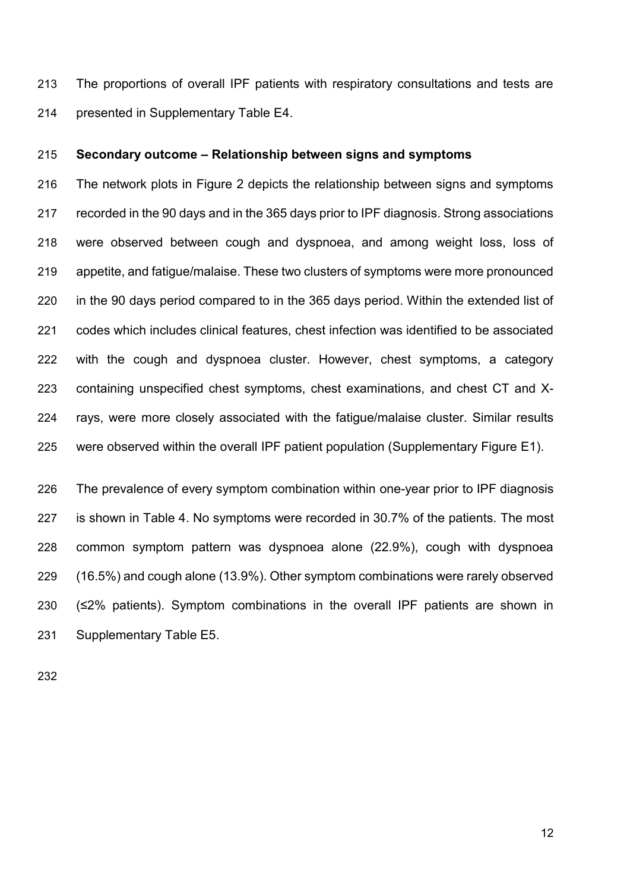The proportions of overall IPF patients with respiratory consultations and tests are presented in Supplementary Table E4.

**Secondary outcome – Relationship between signs and symptoms**

The network plots in Figure 2 depicts the relationship between signs and symptoms recorded in the 90 days and in the 365 days prior to IPF diagnosis. Strong associations were observed between cough and dyspnoea, and among weight loss, loss of appetite, and fatigue/malaise. These two clusters of symptoms were more pronounced in the 90 days period compared to in the 365 days period. Within the extended list of codes which includes clinical features, chest infection was identified to be associated with the cough and dyspnoea cluster. However, chest symptoms, a category containing unspecified chest symptoms, chest examinations, and chest CT and X-rays, were more closely associated with the fatigue/malaise cluster. Similar results were observed within the overall IPF patient population (Supplementary Figure E1).

The prevalence of every symptom combination within one-year prior to IPF diagnosis is shown in Table 4. No symptoms were recorded in 30.7% of the patients. The most common symptom pattern was dyspnoea alone (22.9%), cough with dyspnoea (16.5%) and cough alone (13.9%). Other symptom combinations were rarely observed (≤2% patients). Symptom combinations in the overall IPF patients are shown in Supplementary Table E5.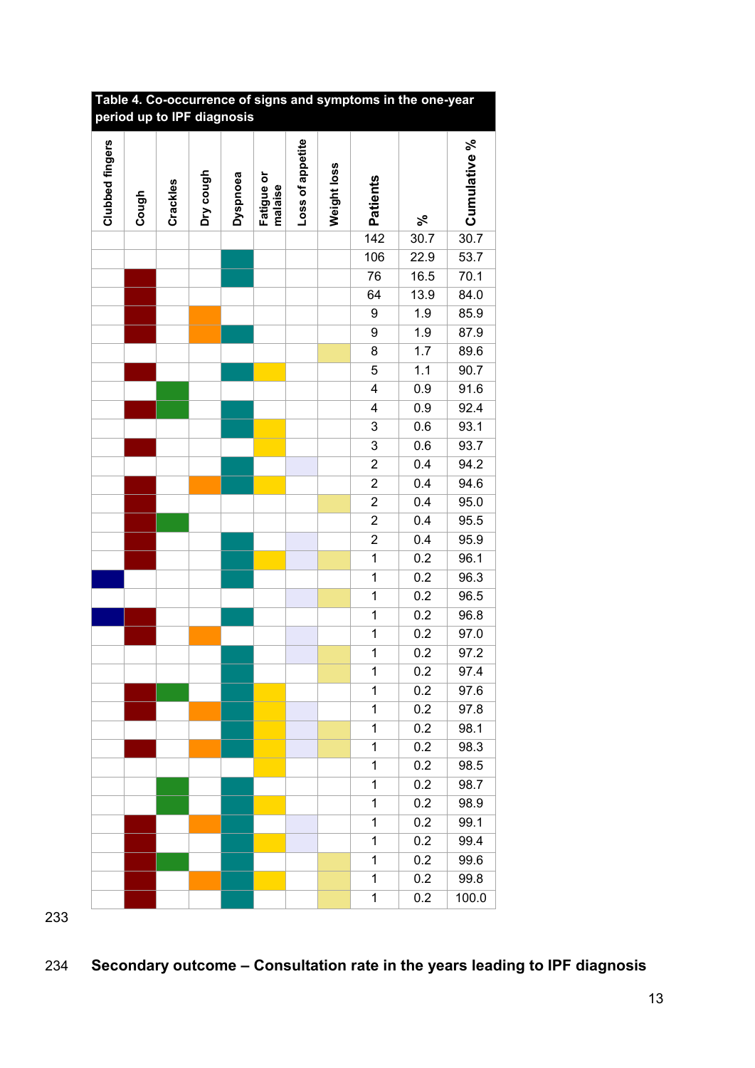**Table 4. Co-occurrence of signs and symptoms in the one-year period up to IPF diagnosis**

| Clubbed fingers | Cough | Crackles | Dry cough | Dyspnoea | Fatigue or malaise | Loss of appetite | Weight loss | Patients | % | Cumulative % |
|---|---|---|---|---|---|---|---|---|---|---|
| | | | | | | | | 142 | 30.7 | 30.7 |
| | | | | X | | | | 106 | 22.9 | 53.7 |
| | X | | | X | | | | 76 | 16.5 | 70.1 |
| | X | | | | | | | 64 | 13.9 | 84.0 |
| | X | | X | | | | | 9 | 1.9 | 85.9 |
| | X | | X | X | | | | 9 | 1.9 | 87.9 |
| | | | | | | | X | 8 | 1.7 | 89.6 |
| | X | | | X | X | | | 5 | 1.1 | 90.7 |
| | | X | | | | | | 4 | 0.9 | 91.6 |
| | X | X | | X | | | | 4 | 0.9 | 92.4 |
| | | | | X | X | | | 3 | 0.6 | 93.1 |
| | X | | | | X | | | 3 | 0.6 | 93.7 |
| | | | | X | | X | | 2 | 0.4 | 94.2 |
| | X | | X | X | X | | | 2 | 0.4 | 94.6 |
| | X | | | | | | X | 2 | 0.4 | 95.0 |
| | X | X | | | | | | 2 | 0.4 | 95.5 |
| | X | | | X | | X | | 2 | 0.4 | 95.9 |
| | X | | | X | X | X | X | 1 | 0.2 | 96.1 |
| X | | | | X | | | | 1 | 0.2 | 96.3 |
| | | | | | | X | X | 1 | 0.2 | 96.5 |
| X | X | | | X | | | | 1 | 0.2 | 96.8 |
| | X | | X | | | X | | 1 | 0.2 | 97.0 |
| | | | | X | | X | X | 1 | 0.2 | 97.2 |
| | | | | X | | | X | 1 | 0.2 | 97.4 |
| | X | X | | X | X | | | 1 | 0.2 | 97.6 |
| | X | | X | X | X | X | | 1 | 0.2 | 97.8 |
| | | | | X | X | X | X | 1 | 0.2 | 98.1 |
| | X | | X | X | X | X | X | 1 | 0.2 | 98.3 |
| | | | | | X | | | 1 | 0.2 | 98.5 |
| | | X | | X | | | | 1 | 0.2 | 98.7 |
| | | X | | X | X | | | 1 | 0.2 | 98.9 |
| | X | | X | X | | X | | 1 | 0.2 | 99.1 |
| | X | | | X | X | X | | 1 | 0.2 | 99.4 |
| | X | X | | X | | | X | 1 | 0.2 | 99.6 |
| | X | | X | X | X | | X | 1 | 0.2 | 99.8 |
| | X | | | X | | | X | 1 | 0.2 | 100.0 |

**Secondary outcome – Consultation rate in the years leading to IPF diagnosis**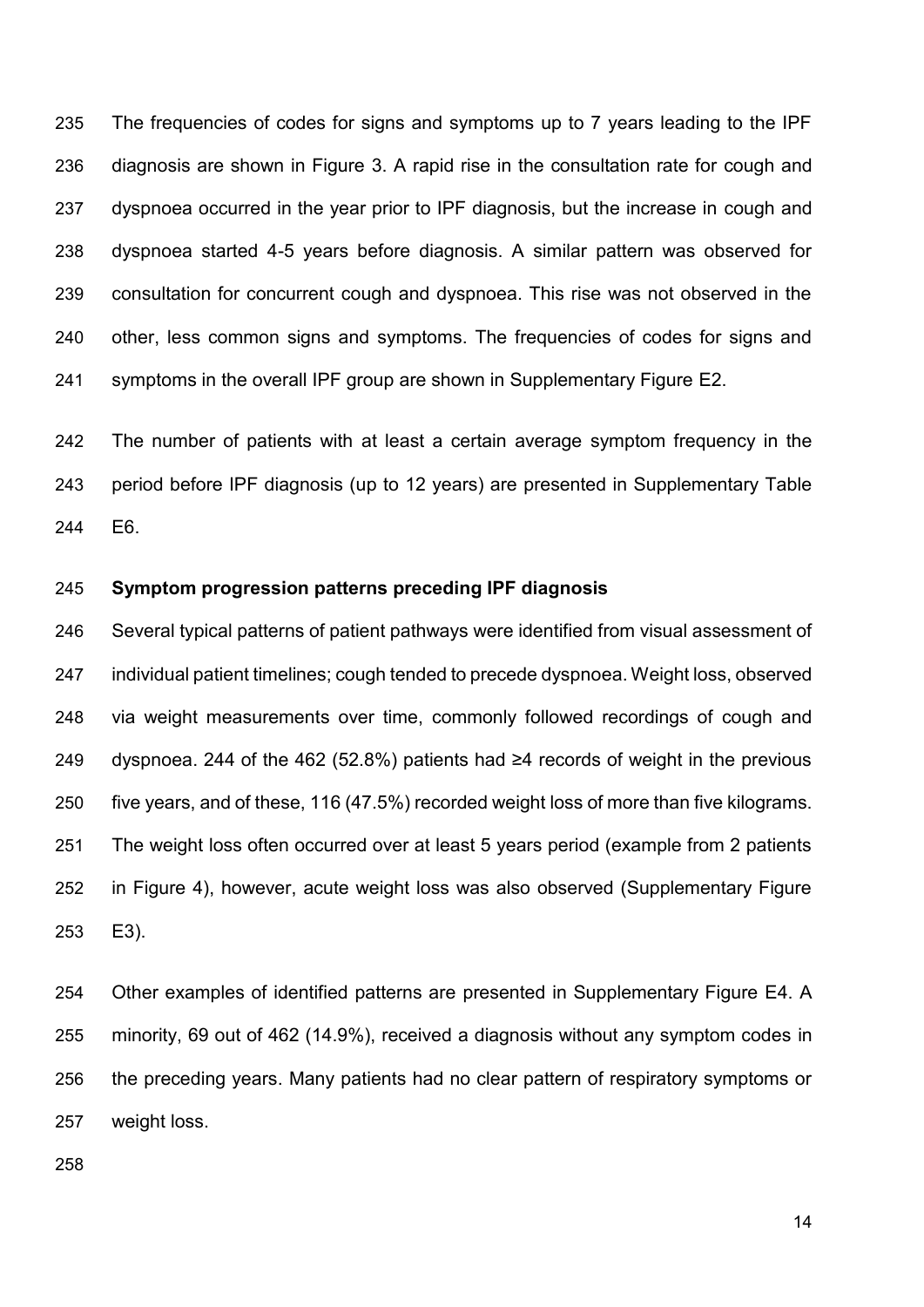The frequencies of codes for signs and symptoms up to 7 years leading to the IPF diagnosis are shown in Figure 3. A rapid rise in the consultation rate for cough and dyspnoea occurred in the year prior to IPF diagnosis, but the increase in cough and dyspnoea started 4-5 years before diagnosis. A similar pattern was observed for consultation for concurrent cough and dyspnoea. This rise was not observed in the other, less common signs and symptoms. The frequencies of codes for signs and symptoms in the overall IPF group are shown in Supplementary Figure E2.

The number of patients with at least a certain average symptom frequency in the period before IPF diagnosis (up to 12 years) are presented in Supplementary Table E6.

**Symptom progression patterns preceding IPF diagnosis**

Several typical patterns of patient pathways were identified from visual assessment of individual patient timelines; cough tended to precede dyspnoea. Weight loss, observed via weight measurements over time, commonly followed recordings of cough and dyspnoea. 244 of the 462 (52.8%) patients had ≥4 records of weight in the previous five years, and of these, 116 (47.5%) recorded weight loss of more than five kilograms. The weight loss often occurred over at least 5 years period (example from 2 patients in Figure 4), however, acute weight loss was also observed (Supplementary Figure E3).

Other examples of identified patterns are presented in Supplementary Figure E4. A minority, 69 out of 462 (14.9%), received a diagnosis without any symptom codes in the preceding years. Many patients had no clear pattern of respiratory symptoms or weight loss.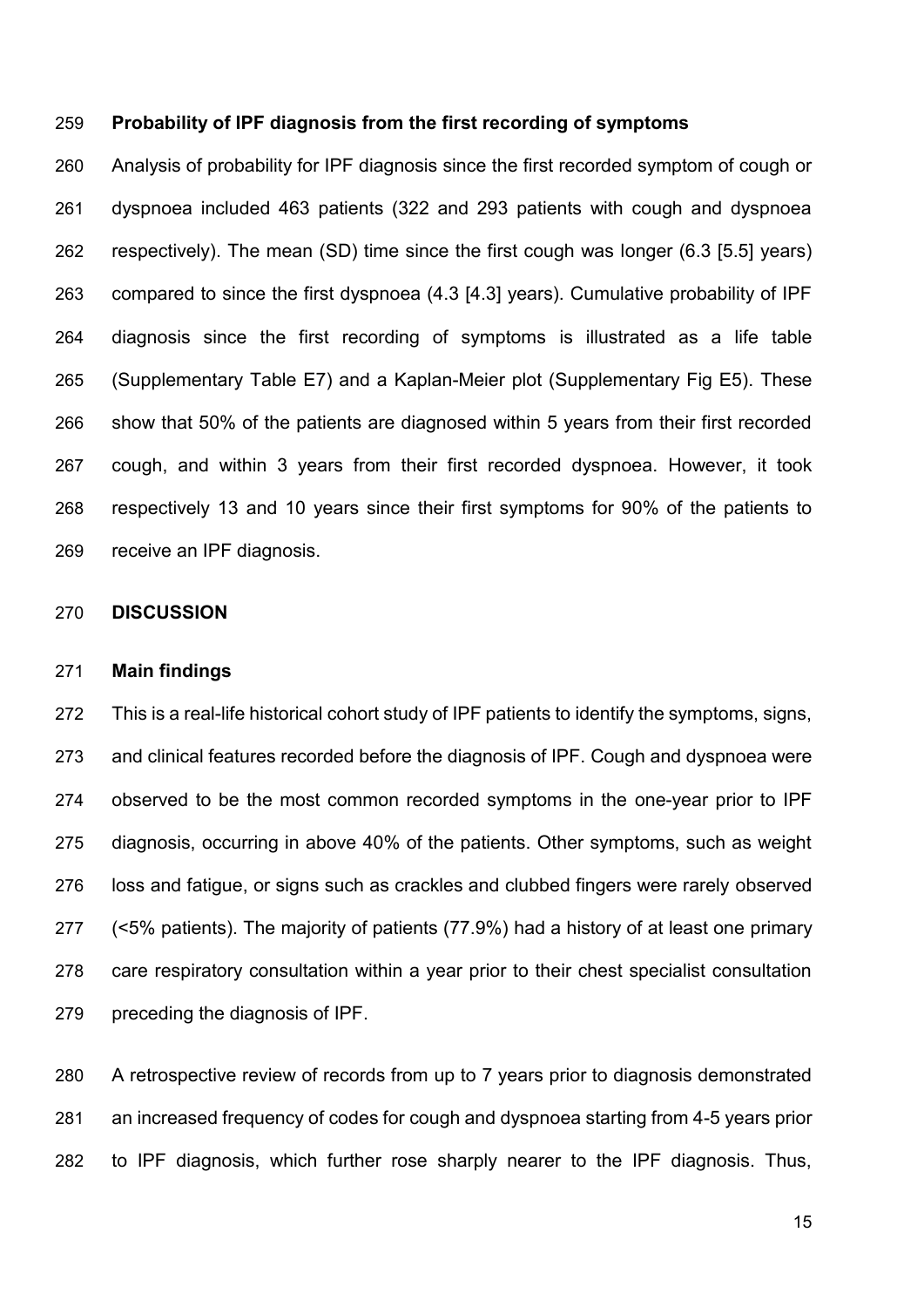### Probability of IPF diagnosis from the first recording of symptoms

Analysis of probability for IPF diagnosis since the first recorded symptom of cough or dyspnoea included 463 patients (322 and 293 patients with cough and dyspnoea respectively). The mean (SD) time since the first cough was longer (6.3 [5.5] years) compared to since the first dyspnoea (4.3 [4.3] years). Cumulative probability of IPF diagnosis since the first recording of symptoms is illustrated as a life table (Supplementary Table E7) and a Kaplan-Meier plot (Supplementary Fig E5). These show that 50% of the patients are diagnosed within 5 years from their first recorded cough, and within 3 years from their first recorded dyspnoea. However, it took respectively 13 and 10 years since their first symptoms for 90% of the patients to receive an IPF diagnosis.

## DISCUSSION

### Main findings

This is a real-life historical cohort study of IPF patients to identify the symptoms, signs, and clinical features recorded before the diagnosis of IPF. Cough and dyspnoea were observed to be the most common recorded symptoms in the one-year prior to IPF diagnosis, occurring in above 40% of the patients. Other symptoms, such as weight loss and fatigue, or signs such as crackles and clubbed fingers were rarely observed (<5% patients). The majority of patients (77.9%) had a history of at least one primary care respiratory consultation within a year prior to their chest specialist consultation preceding the diagnosis of IPF.

A retrospective review of records from up to 7 years prior to diagnosis demonstrated an increased frequency of codes for cough and dyspnoea starting from 4-5 years prior to IPF diagnosis, which further rose sharply nearer to the IPF diagnosis. Thus,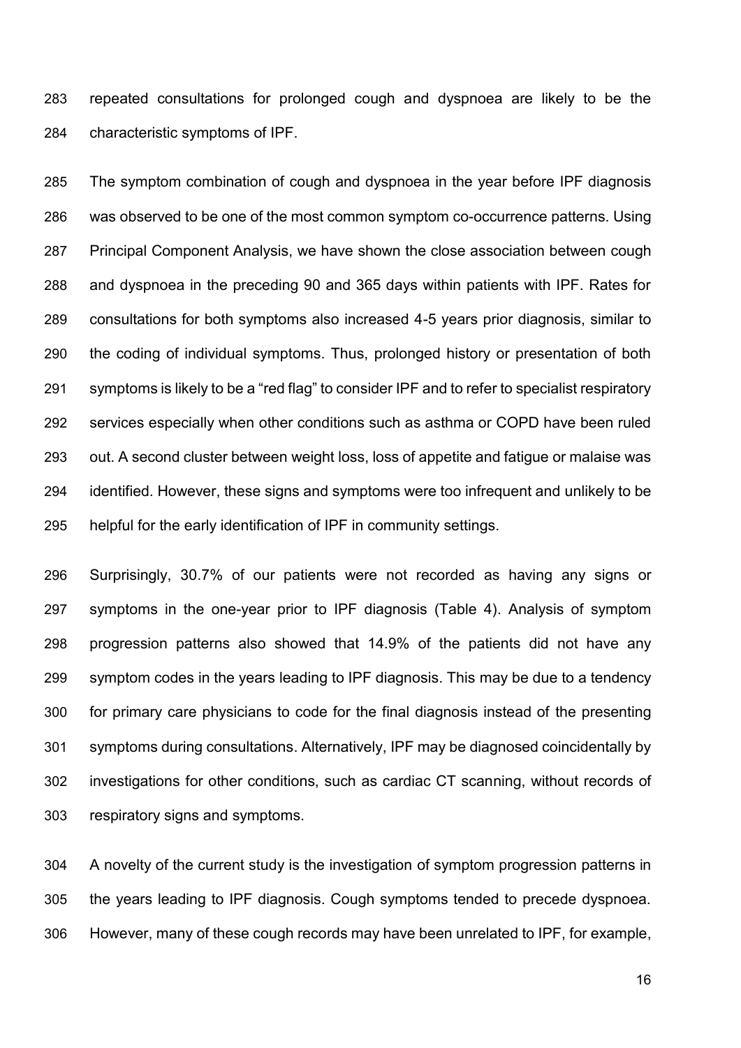repeated consultations for prolonged cough and dyspnoea are likely to be the characteristic symptoms of IPF.

The symptom combination of cough and dyspnoea in the year before IPF diagnosis was observed to be one of the most common symptom co-occurrence patterns. Using Principal Component Analysis, we have shown the close association between cough and dyspnoea in the preceding 90 and 365 days within patients with IPF. Rates for consultations for both symptoms also increased 4-5 years prior diagnosis, similar to the coding of individual symptoms. Thus, prolonged history or presentation of both symptoms is likely to be a "red flag" to consider IPF and to refer to specialist respiratory services especially when other conditions such as asthma or COPD have been ruled out. A second cluster between weight loss, loss of appetite and fatigue or malaise was identified. However, these signs and symptoms were too infrequent and unlikely to be helpful for the early identification of IPF in community settings.

Surprisingly, 30.7% of our patients were not recorded as having any signs or symptoms in the one-year prior to IPF diagnosis (Table 4). Analysis of symptom progression patterns also showed that 14.9% of the patients did not have any symptom codes in the years leading to IPF diagnosis. This may be due to a tendency for primary care physicians to code for the final diagnosis instead of the presenting symptoms during consultations. Alternatively, IPF may be diagnosed coincidentally by investigations for other conditions, such as cardiac CT scanning, without records of respiratory signs and symptoms.

A novelty of the current study is the investigation of symptom progression patterns in the years leading to IPF diagnosis. Cough symptoms tended to precede dyspnoea. However, many of these cough records may have been unrelated to IPF, for example,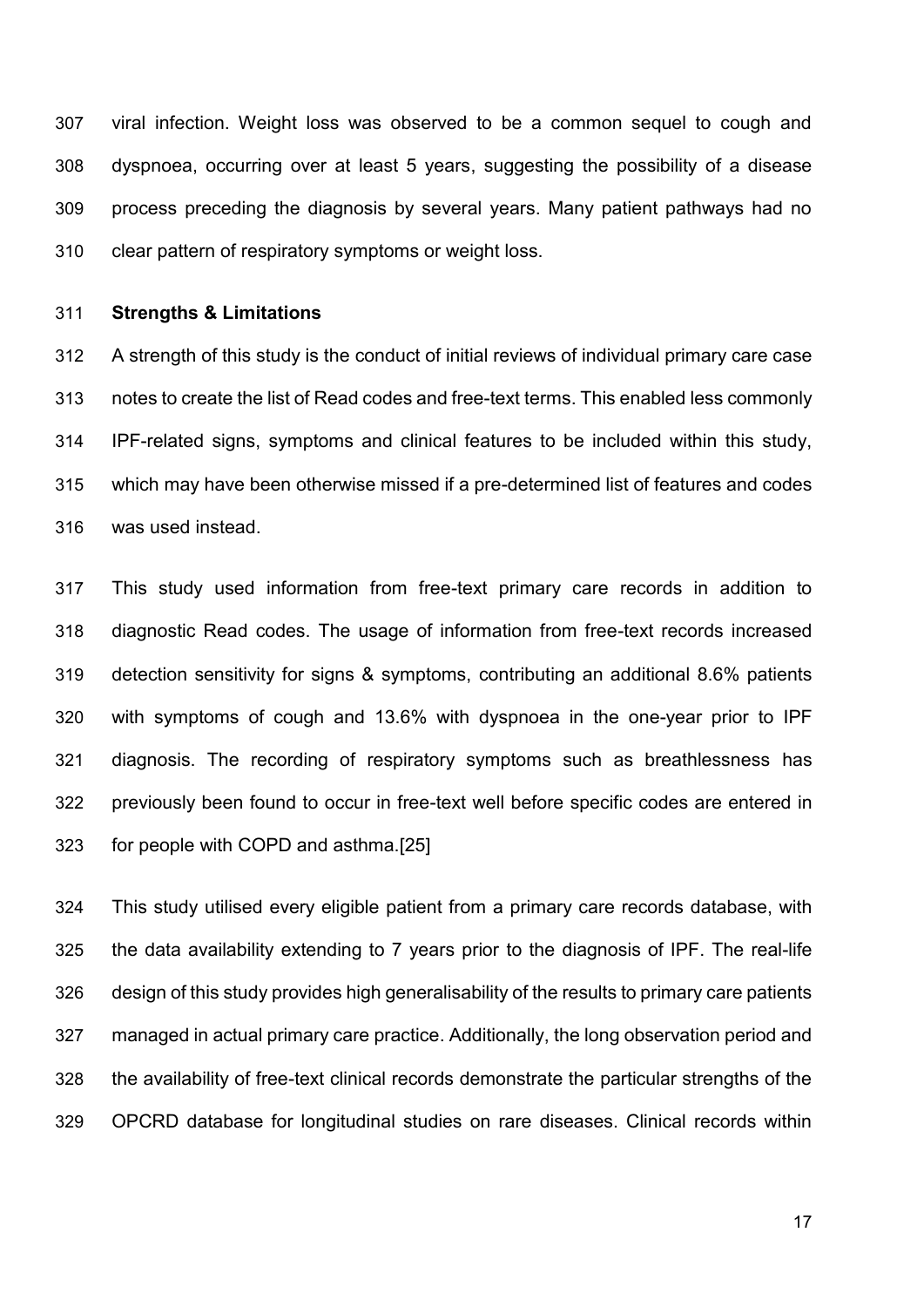viral infection. Weight loss was observed to be a common sequel to cough and dyspnoea, occurring over at least 5 years, suggesting the possibility of a disease process preceding the diagnosis by several years. Many patient pathways had no clear pattern of respiratory symptoms or weight loss.

**Strengths & Limitations**

A strength of this study is the conduct of initial reviews of individual primary care case notes to create the list of Read codes and free-text terms. This enabled less commonly IPF-related signs, symptoms and clinical features to be included within this study, which may have been otherwise missed if a pre-determined list of features and codes was used instead.

This study used information from free-text primary care records in addition to diagnostic Read codes. The usage of information from free-text records increased detection sensitivity for signs & symptoms, contributing an additional 8.6% patients with symptoms of cough and 13.6% with dyspnoea in the one-year prior to IPF diagnosis. The recording of respiratory symptoms such as breathlessness has previously been found to occur in free-text well before specific codes are entered in for people with COPD and asthma.[25]

This study utilised every eligible patient from a primary care records database, with the data availability extending to 7 years prior to the diagnosis of IPF. The real-life design of this study provides high generalisability of the results to primary care patients managed in actual primary care practice. Additionally, the long observation period and the availability of free-text clinical records demonstrate the particular strengths of the OPCRD database for longitudinal studies on rare diseases. Clinical records within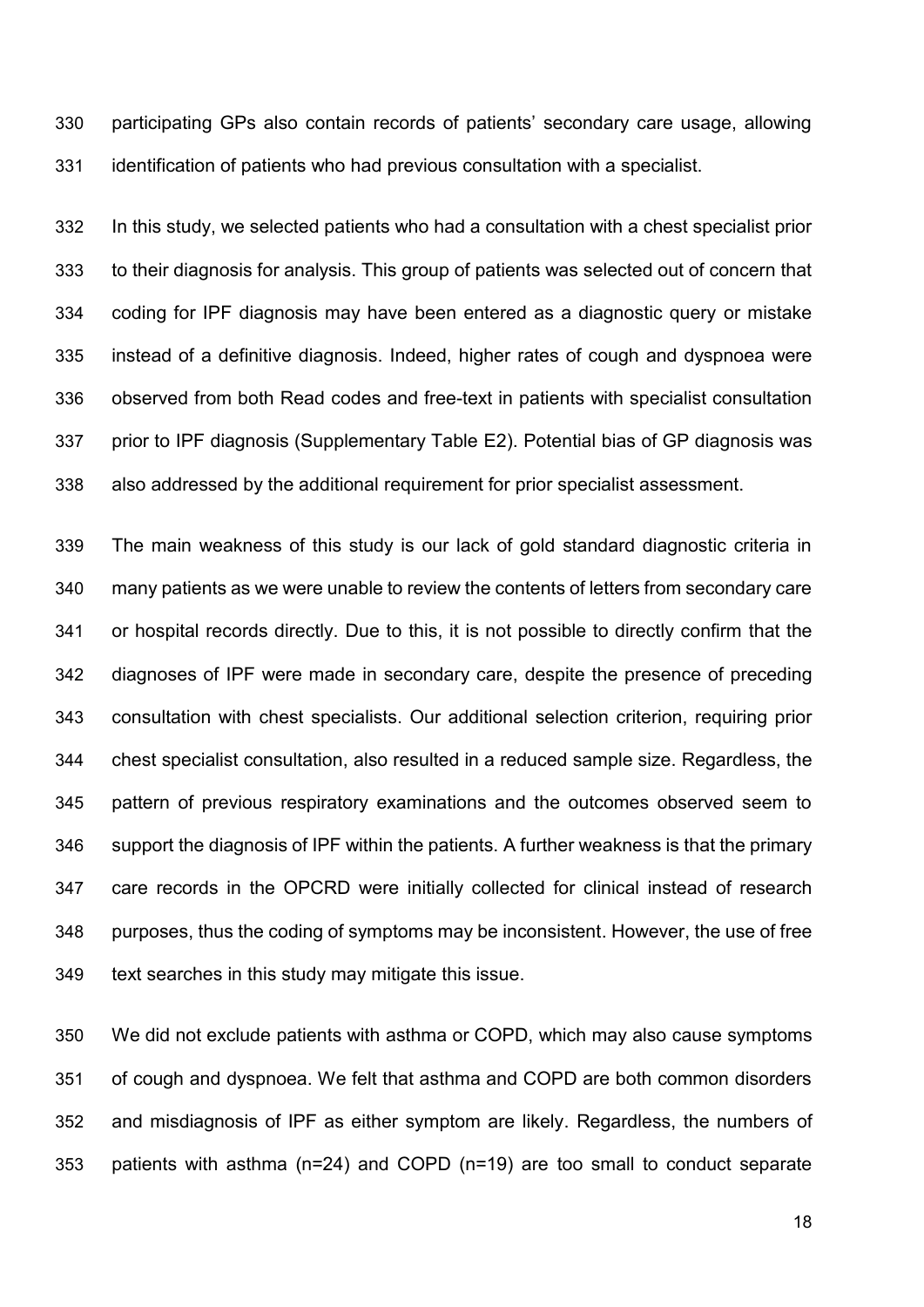participating GPs also contain records of patients' secondary care usage, allowing identification of patients who had previous consultation with a specialist.

In this study, we selected patients who had a consultation with a chest specialist prior to their diagnosis for analysis. This group of patients was selected out of concern that coding for IPF diagnosis may have been entered as a diagnostic query or mistake instead of a definitive diagnosis. Indeed, higher rates of cough and dyspnoea were observed from both Read codes and free-text in patients with specialist consultation prior to IPF diagnosis (Supplementary Table E2). Potential bias of GP diagnosis was also addressed by the additional requirement for prior specialist assessment.

The main weakness of this study is our lack of gold standard diagnostic criteria in many patients as we were unable to review the contents of letters from secondary care or hospital records directly. Due to this, it is not possible to directly confirm that the diagnoses of IPF were made in secondary care, despite the presence of preceding consultation with chest specialists. Our additional selection criterion, requiring prior chest specialist consultation, also resulted in a reduced sample size. Regardless, the pattern of previous respiratory examinations and the outcomes observed seem to support the diagnosis of IPF within the patients. A further weakness is that the primary care records in the OPCRD were initially collected for clinical instead of research purposes, thus the coding of symptoms may be inconsistent. However, the use of free text searches in this study may mitigate this issue.

We did not exclude patients with asthma or COPD, which may also cause symptoms of cough and dyspnoea. We felt that asthma and COPD are both common disorders and misdiagnosis of IPF as either symptom are likely. Regardless, the numbers of patients with asthma (n=24) and COPD (n=19) are too small to conduct separate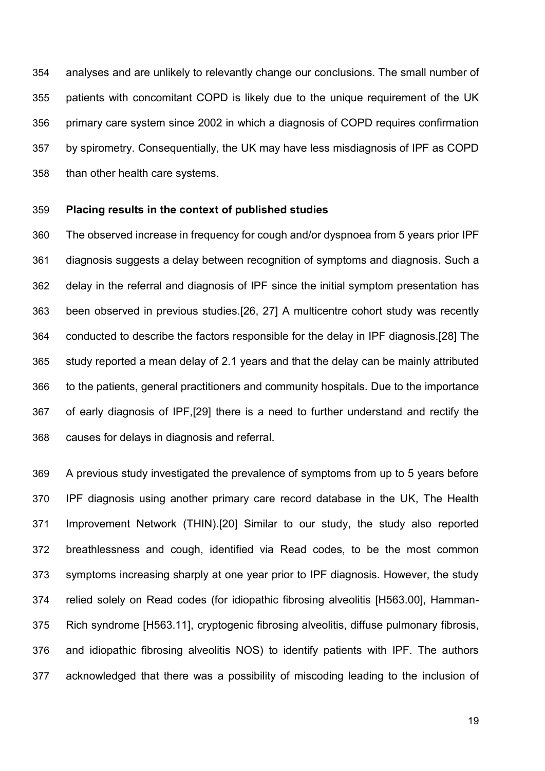analyses and are unlikely to relevantly change our conclusions. The small number of patients with concomitant COPD is likely due to the unique requirement of the UK primary care system since 2002 in which a diagnosis of COPD requires confirmation by spirometry. Consequentially, the UK may have less misdiagnosis of IPF as COPD than other health care systems.

**Placing results in the context of published studies**

The observed increase in frequency for cough and/or dyspnoea from 5 years prior IPF diagnosis suggests a delay between recognition of symptoms and diagnosis. Such a delay in the referral and diagnosis of IPF since the initial symptom presentation has been observed in previous studies.[26, 27] A multicentre cohort study was recently conducted to describe the factors responsible for the delay in IPF diagnosis.[28] The study reported a mean delay of 2.1 years and that the delay can be mainly attributed to the patients, general practitioners and community hospitals. Due to the importance of early diagnosis of IPF,[29] there is a need to further understand and rectify the causes for delays in diagnosis and referral.

A previous study investigated the prevalence of symptoms from up to 5 years before IPF diagnosis using another primary care record database in the UK, The Health Improvement Network (THIN).[20] Similar to our study, the study also reported breathlessness and cough, identified via Read codes, to be the most common symptoms increasing sharply at one year prior to IPF diagnosis. However, the study relied solely on Read codes (for idiopathic fibrosing alveolitis [H563.00], Hamman-Rich syndrome [H563.11], cryptogenic fibrosing alveolitis, diffuse pulmonary fibrosis, and idiopathic fibrosing alveolitis NOS) to identify patients with IPF. The authors acknowledged that there was a possibility of miscoding leading to the inclusion of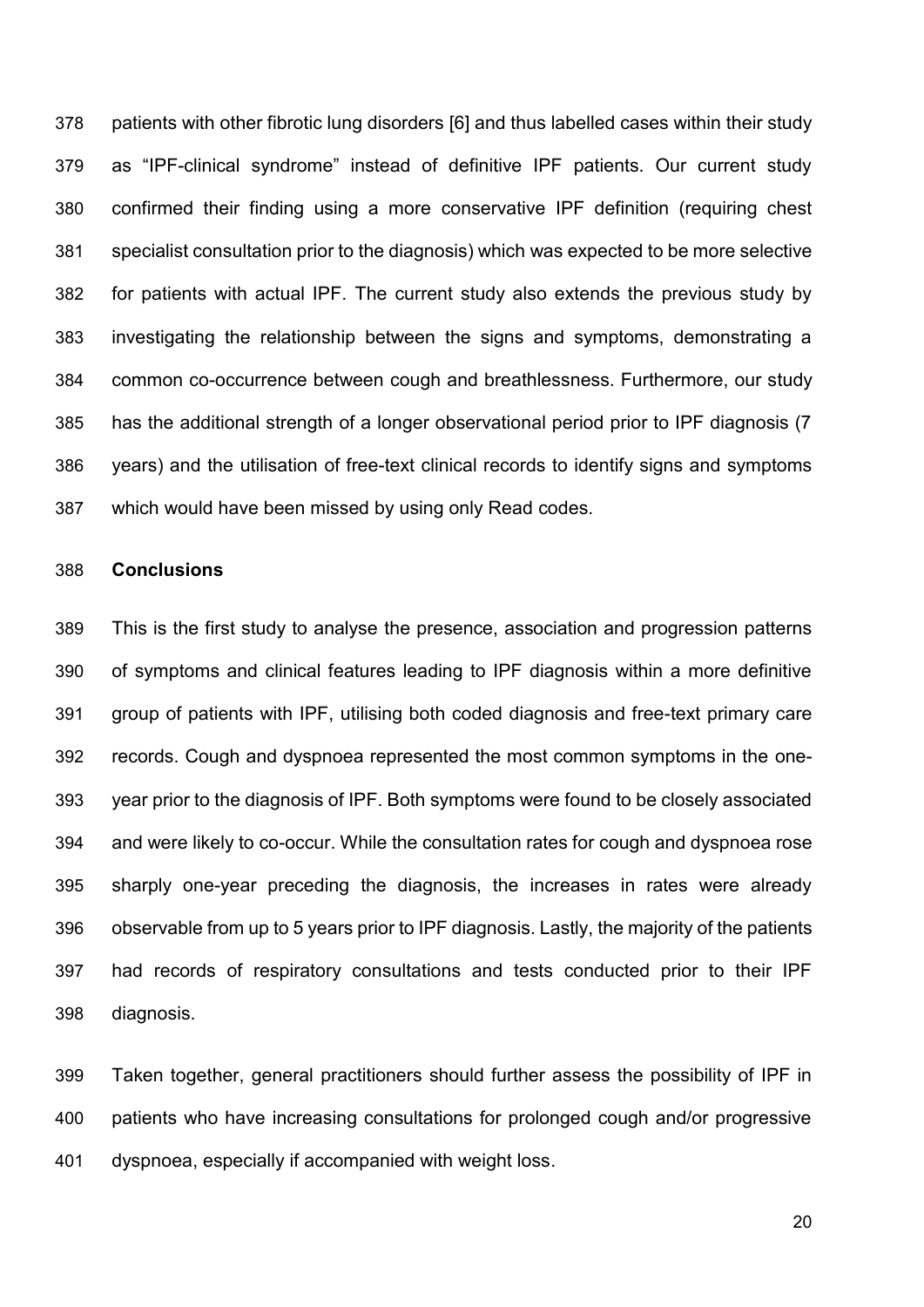patients with other fibrotic lung disorders [6] and thus labelled cases within their study as "IPF-clinical syndrome" instead of definitive IPF patients. Our current study confirmed their finding using a more conservative IPF definition (requiring chest specialist consultation prior to the diagnosis) which was expected to be more selective for patients with actual IPF. The current study also extends the previous study by investigating the relationship between the signs and symptoms, demonstrating a common co-occurrence between cough and breathlessness. Furthermore, our study has the additional strength of a longer observational period prior to IPF diagnosis (7 years) and the utilisation of free-text clinical records to identify signs and symptoms which would have been missed by using only Read codes.

## Conclusions

This is the first study to analyse the presence, association and progression patterns of symptoms and clinical features leading to IPF diagnosis within a more definitive group of patients with IPF, utilising both coded diagnosis and free-text primary care records. Cough and dyspnoea represented the most common symptoms in the one-year prior to the diagnosis of IPF. Both symptoms were found to be closely associated and were likely to co-occur. While the consultation rates for cough and dyspnoea rose sharply one-year preceding the diagnosis, the increases in rates were already observable from up to 5 years prior to IPF diagnosis. Lastly, the majority of the patients had records of respiratory consultations and tests conducted prior to their IPF diagnosis.

Taken together, general practitioners should further assess the possibility of IPF in patients who have increasing consultations for prolonged cough and/or progressive dyspnoea, especially if accompanied with weight loss.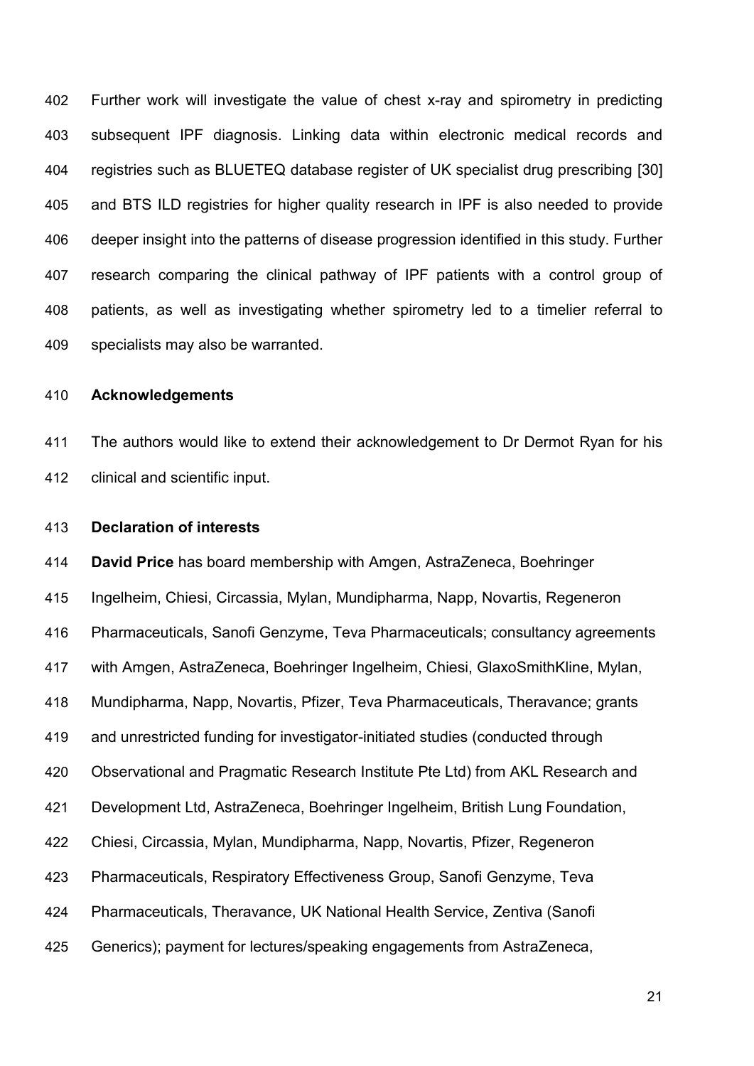Further work will investigate the value of chest x-ray and spirometry in predicting subsequent IPF diagnosis. Linking data within electronic medical records and registries such as BLUETEQ database register of UK specialist drug prescribing [30] and BTS ILD registries for higher quality research in IPF is also needed to provide deeper insight into the patterns of disease progression identified in this study. Further research comparing the clinical pathway of IPF patients with a control group of patients, as well as investigating whether spirometry led to a timelier referral to specialists may also be warranted.

## Acknowledgements

The authors would like to extend their acknowledgement to Dr Dermot Ryan for his clinical and scientific input.

## Declaration of interests

**David Price** has board membership with Amgen, AstraZeneca, Boehringer Ingelheim, Chiesi, Circassia, Mylan, Mundipharma, Napp, Novartis, Regeneron Pharmaceuticals, Sanofi Genzyme, Teva Pharmaceuticals; consultancy agreements with Amgen, AstraZeneca, Boehringer Ingelheim, Chiesi, GlaxoSmithKline, Mylan, Mundipharma, Napp, Novartis, Pfizer, Teva Pharmaceuticals, Theravance; grants and unrestricted funding for investigator-initiated studies (conducted through Observational and Pragmatic Research Institute Pte Ltd) from AKL Research and Development Ltd, AstraZeneca, Boehringer Ingelheim, British Lung Foundation, Chiesi, Circassia, Mylan, Mundipharma, Napp, Novartis, Pfizer, Regeneron Pharmaceuticals, Respiratory Effectiveness Group, Sanofi Genzyme, Teva Pharmaceuticals, Theravance, UK National Health Service, Zentiva (Sanofi Generics); payment for lectures/speaking engagements from AstraZeneca,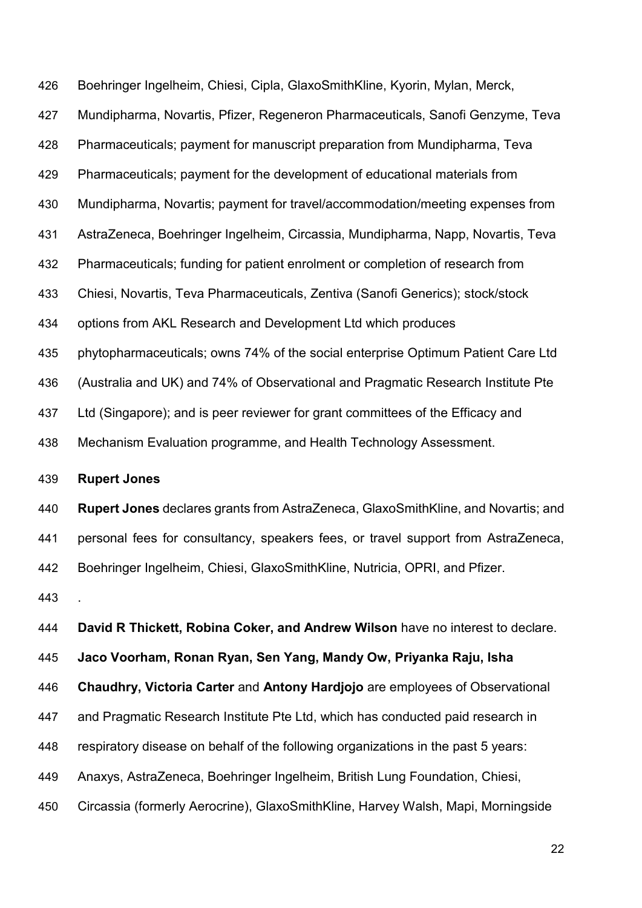Boehringer Ingelheim, Chiesi, Cipla, GlaxoSmithKline, Kyorin, Mylan, Merck, Mundipharma, Novartis, Pfizer, Regeneron Pharmaceuticals, Sanofi Genzyme, Teva Pharmaceuticals; payment for manuscript preparation from Mundipharma, Teva Pharmaceuticals; payment for the development of educational materials from Mundipharma, Novartis; payment for travel/accommodation/meeting expenses from AstraZeneca, Boehringer Ingelheim, Circassia, Mundipharma, Napp, Novartis, Teva Pharmaceuticals; funding for patient enrolment or completion of research from Chiesi, Novartis, Teva Pharmaceuticals, Zentiva (Sanofi Generics); stock/stock options from AKL Research and Development Ltd which produces phytopharmaceuticals; owns 74% of the social enterprise Optimum Patient Care Ltd (Australia and UK) and 74% of Observational and Pragmatic Research Institute Pte Ltd (Singapore); and is peer reviewer for grant committees of the Efficacy and Mechanism Evaluation programme, and Health Technology Assessment.

**Rupert Jones**

**Rupert Jones** declares grants from AstraZeneca, GlaxoSmithKline, and Novartis; and personal fees for consultancy, speakers fees, or travel support from AstraZeneca, Boehringer Ingelheim, Chiesi, GlaxoSmithKline, Nutricia, OPRI, and Pfizer.

.

**David R Thickett, Robina Coker, and Andrew Wilson** have no interest to declare.

**Jaco Voorham, Ronan Ryan, Sen Yang, Mandy Ow, Priyanka Raju, Isha Chaudhry, Victoria Carter** and **Antony Hardjojo** are employees of Observational and Pragmatic Research Institute Pte Ltd, which has conducted paid research in respiratory disease on behalf of the following organizations in the past 5 years: Anaxys, AstraZeneca, Boehringer Ingelheim, British Lung Foundation, Chiesi, Circassia (formerly Aerocrine), GlaxoSmithKline, Harvey Walsh, Mapi, Morningside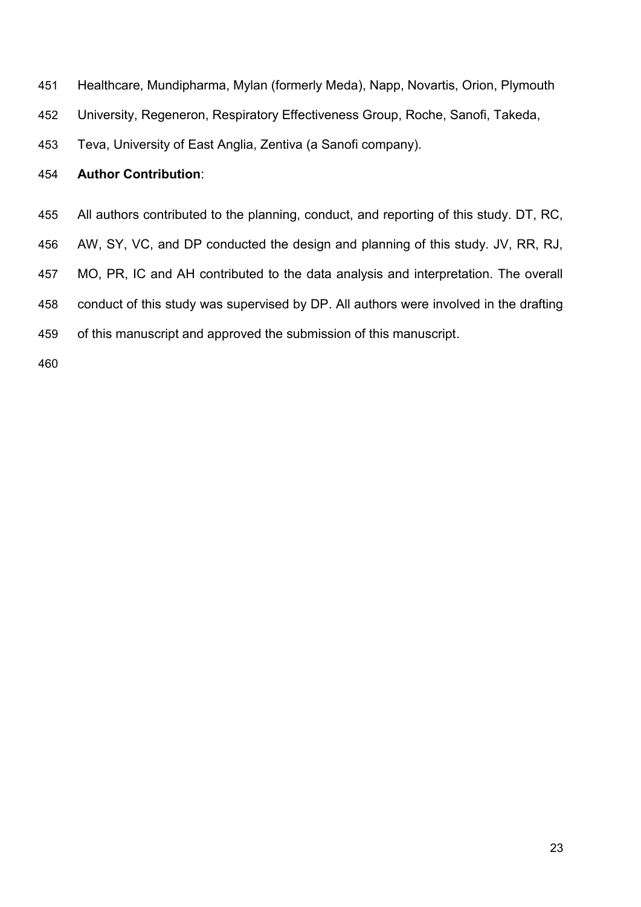Healthcare, Mundipharma, Mylan (formerly Meda), Napp, Novartis, Orion, Plymouth University, Regeneron, Respiratory Effectiveness Group, Roche, Sanofi, Takeda, Teva, University of East Anglia, Zentiva (a Sanofi company).

**Author Contribution**:

All authors contributed to the planning, conduct, and reporting of this study. DT, RC, AW, SY, VC, and DP conducted the design and planning of this study. JV, RR, RJ, MO, PR, IC and AH contributed to the data analysis and interpretation. The overall conduct of this study was supervised by DP. All authors were involved in the drafting of this manuscript and approved the submission of this manuscript.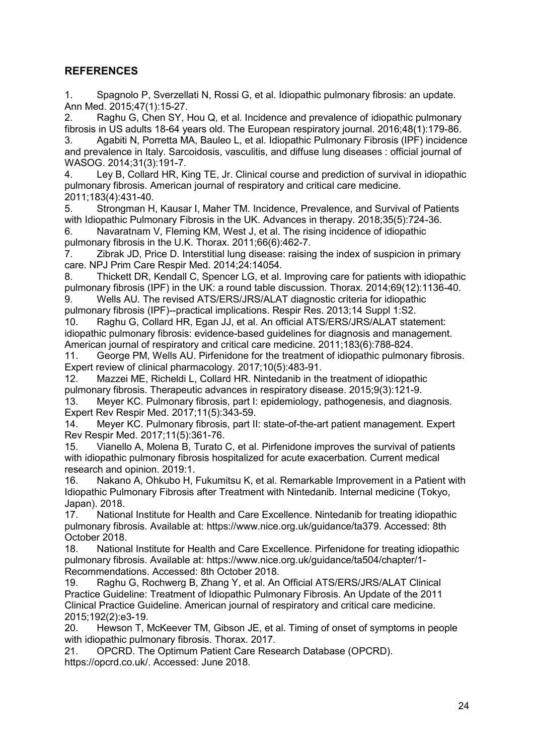## REFERENCES

1. Spagnolo P, Sverzellati N, Rossi G, et al. Idiopathic pulmonary fibrosis: an update. Ann Med. 2015;47(1):15-27.
2. Raghu G, Chen SY, Hou Q, et al. Incidence and prevalence of idiopathic pulmonary fibrosis in US adults 18-64 years old. The European respiratory journal. 2016;48(1):179-86.
3. Agabiti N, Porretta MA, Bauleo L, et al. Idiopathic Pulmonary Fibrosis (IPF) incidence and prevalence in Italy. Sarcoidosis, vasculitis, and diffuse lung diseases : official journal of WASOG. 2014;31(3):191-7.
4. Ley B, Collard HR, King TE, Jr. Clinical course and prediction of survival in idiopathic pulmonary fibrosis. American journal of respiratory and critical care medicine. 2011;183(4):431-40.
5. Strongman H, Kausar I, Maher TM. Incidence, Prevalence, and Survival of Patients with Idiopathic Pulmonary Fibrosis in the UK. Advances in therapy. 2018;35(5):724-36.
6. Navaratnam V, Fleming KM, West J, et al. The rising incidence of idiopathic pulmonary fibrosis in the U.K. Thorax. 2011;66(6):462-7.
7. Zibrak JD, Price D. Interstitial lung disease: raising the index of suspicion in primary care. NPJ Prim Care Respir Med. 2014;24:14054.
8. Thickett DR, Kendall C, Spencer LG, et al. Improving care for patients with idiopathic pulmonary fibrosis (IPF) in the UK: a round table discussion. Thorax. 2014;69(12):1136-40.
9. Wells AU. The revised ATS/ERS/JRS/ALAT diagnostic criteria for idiopathic pulmonary fibrosis (IPF)--practical implications. Respir Res. 2013;14 Suppl 1:S2.
10. Raghu G, Collard HR, Egan JJ, et al. An official ATS/ERS/JRS/ALAT statement: idiopathic pulmonary fibrosis: evidence-based guidelines for diagnosis and management. American journal of respiratory and critical care medicine. 2011;183(6):788-824.
11. George PM, Wells AU. Pirfenidone for the treatment of idiopathic pulmonary fibrosis. Expert review of clinical pharmacology. 2017;10(5):483-91.
12. Mazzei ME, Richeldi L, Collard HR. Nintedanib in the treatment of idiopathic pulmonary fibrosis. Therapeutic advances in respiratory disease. 2015;9(3):121-9.
13. Meyer KC. Pulmonary fibrosis, part I: epidemiology, pathogenesis, and diagnosis. Expert Rev Respir Med. 2017;11(5):343-59.
14. Meyer KC. Pulmonary fibrosis, part II: state-of-the-art patient management. Expert Rev Respir Med. 2017;11(5):361-76.
15. Vianello A, Molena B, Turato C, et al. Pirfenidone improves the survival of patients with idiopathic pulmonary fibrosis hospitalized for acute exacerbation. Current medical research and opinion. 2019:1.
16. Nakano A, Ohkubo H, Fukumitsu K, et al. Remarkable Improvement in a Patient with Idiopathic Pulmonary Fibrosis after Treatment with Nintedanib. Internal medicine (Tokyo, Japan). 2018.
17. National Institute for Health and Care Excellence. Nintedanib for treating idiopathic pulmonary fibrosis. Available at: https://www.nice.org.uk/guidance/ta379. Accessed: 8th October 2018.
18. National Institute for Health and Care Excellence. Pirfenidone for treating idiopathic pulmonary fibrosis. Available at: https://www.nice.org.uk/guidance/ta504/chapter/1-Recommendations. Accessed: 8th October 2018.
19. Raghu G, Rochwerg B, Zhang Y, et al. An Official ATS/ERS/JRS/ALAT Clinical Practice Guideline: Treatment of Idiopathic Pulmonary Fibrosis. An Update of the 2011 Clinical Practice Guideline. American journal of respiratory and critical care medicine. 2015;192(2):e3-19.
20. Hewson T, McKeever TM, Gibson JE, et al. Timing of onset of symptoms in people with idiopathic pulmonary fibrosis. Thorax. 2017.
21. OPCRD. The Optimum Patient Care Research Database (OPCRD). https://opcrd.co.uk/. Accessed: June 2018.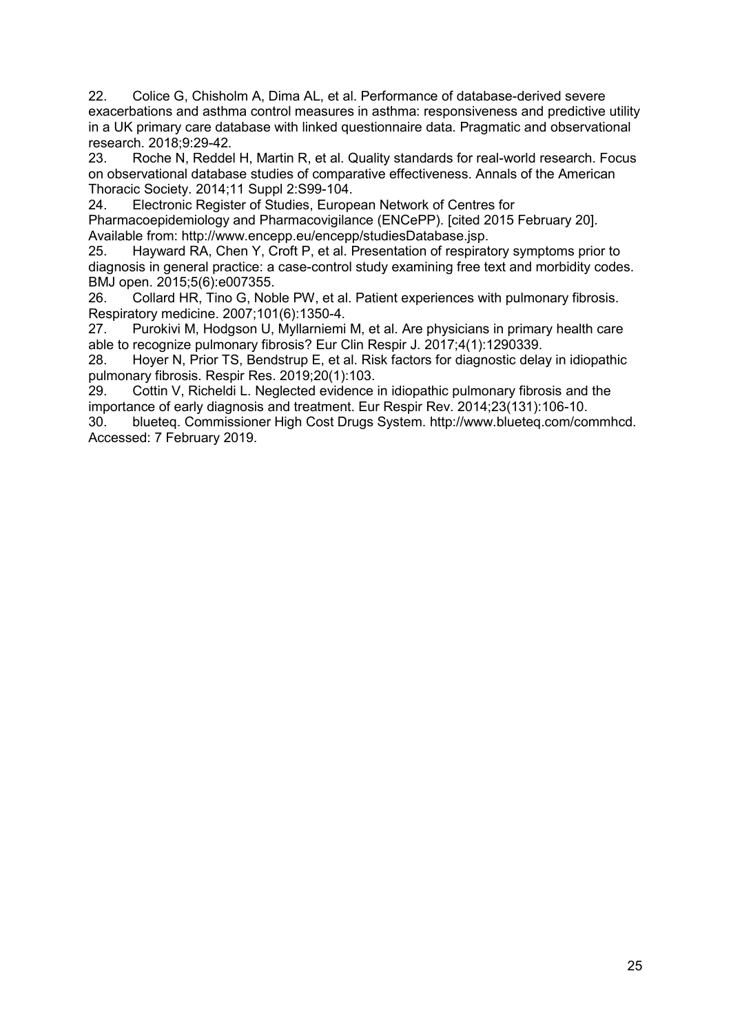22. Colice G, Chisholm A, Dima AL, et al. Performance of database-derived severe exacerbations and asthma control measures in asthma: responsiveness and predictive utility in a UK primary care database with linked questionnaire data. Pragmatic and observational research. 2018;9:29-42.
23. Roche N, Reddel H, Martin R, et al. Quality standards for real-world research. Focus on observational database studies of comparative effectiveness. Annals of the American Thoracic Society. 2014;11 Suppl 2:S99-104.
24. Electronic Register of Studies, European Network of Centres for Pharmacoepidemiology and Pharmacovigilance (ENCePP). [cited 2015 February 20]. Available from: http://www.encepp.eu/encepp/studiesDatabase.jsp.
25. Hayward RA, Chen Y, Croft P, et al. Presentation of respiratory symptoms prior to diagnosis in general practice: a case-control study examining free text and morbidity codes. BMJ open. 2015;5(6):e007355.
26. Collard HR, Tino G, Noble PW, et al. Patient experiences with pulmonary fibrosis. Respiratory medicine. 2007;101(6):1350-4.
27. Purokivi M, Hodgson U, Myllarniemi M, et al. Are physicians in primary health care able to recognize pulmonary fibrosis? Eur Clin Respir J. 2017;4(1):1290339.
28. Hoyer N, Prior TS, Bendstrup E, et al. Risk factors for diagnostic delay in idiopathic pulmonary fibrosis. Respir Res. 2019;20(1):103.
29. Cottin V, Richeldi L. Neglected evidence in idiopathic pulmonary fibrosis and the importance of early diagnosis and treatment. Eur Respir Rev. 2014;23(131):106-10.
30. blueteq. Commissioner High Cost Drugs System. http://www.blueteq.com/commhcd. Accessed: 7 February 2019.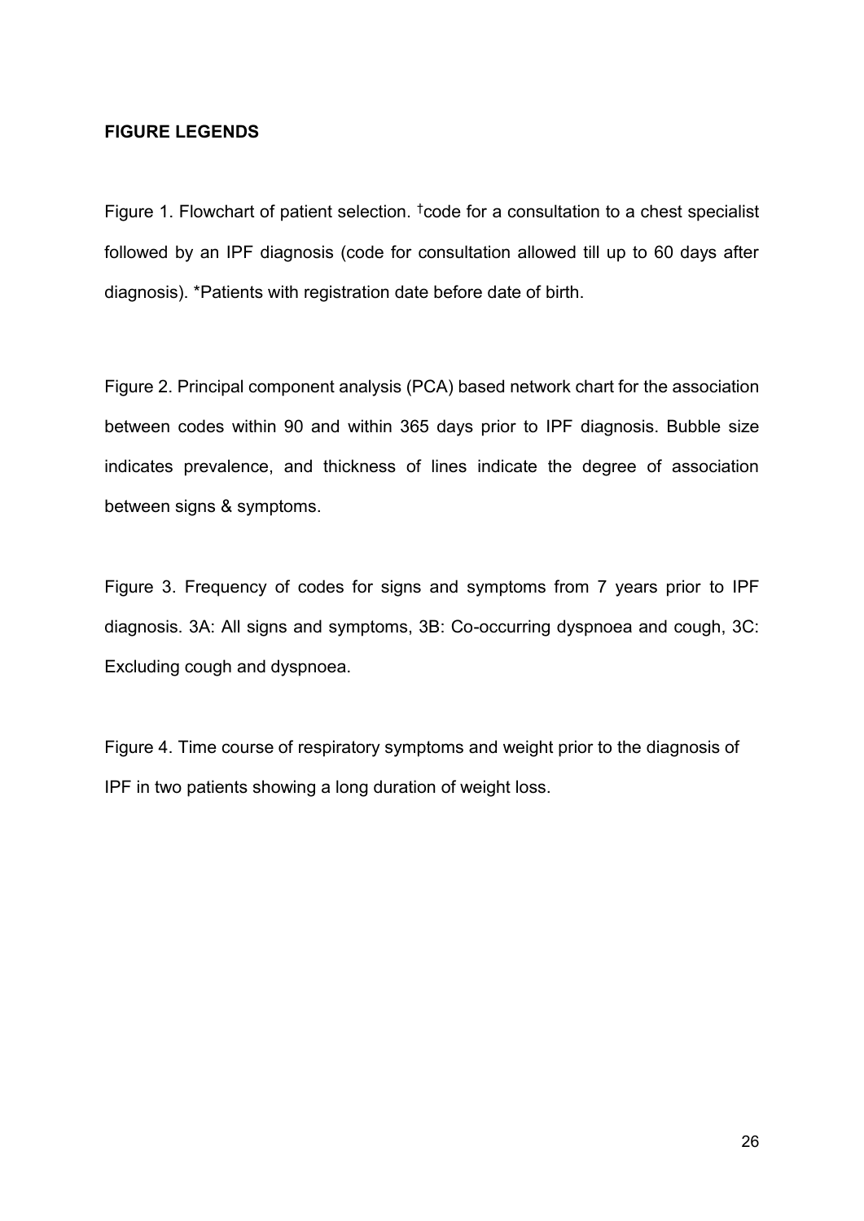**FIGURE LEGENDS**

Figure 1. Flowchart of patient selection. [†]code for a consultation to a chest specialist followed by an IPF diagnosis (code for consultation allowed till up to 60 days after diagnosis). *Patients with registration date before date of birth.

Figure 2. Principal component analysis (PCA) based network chart for the association between codes within 90 and within 365 days prior to IPF diagnosis. Bubble size indicates prevalence, and thickness of lines indicate the degree of association between signs & symptoms.

Figure 3. Frequency of codes for signs and symptoms from 7 years prior to IPF diagnosis. 3A: All signs and symptoms, 3B: Co-occurring dyspnoea and cough, 3C: Excluding cough and dyspnoea.

Figure 4. Time course of respiratory symptoms and weight prior to the diagnosis of IPF in two patients showing a long duration of weight loss.